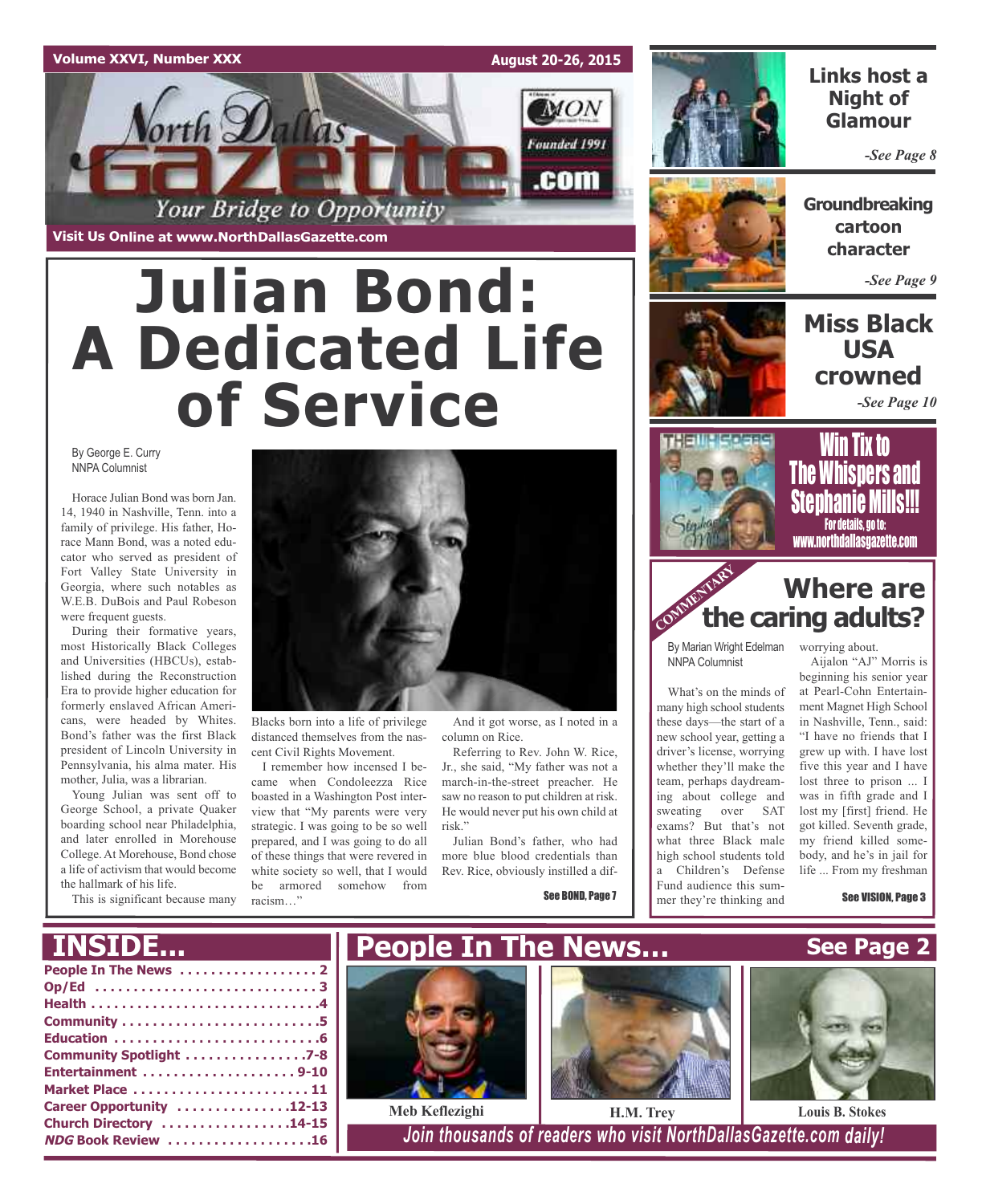Volume XXVI, Number XXX

August 20-26, 2015

North Dallas Gazette

Founded 1991

.com

Your Bridge to Opportunity

Visit Us Online at www.NorthDallasGazette.com

# Julian Bond: A Dedicated Life of Service

By George E. Curry
NNPA Columnist

Horace Julian Bond was born Jan. 14, 1940 in Nashville, Tenn. into a family of privilege. His father, Horace Mann Bond, was a noted educator who served as president of Fort Valley State University in Georgia, where such notables as W.E.B. DuBois and Paul Robeson were frequent guests.

During their formative years, most Historically Black Colleges and Universities (HBCUs), established during the Reconstruction Era to provide higher education for formerly enslaved African Americans, were headed by Whites. Bond's father was the first Black president of Lincoln University in Pennsylvania, his alma mater. His mother, Julia, was a librarian.

Young Julian was sent off to George School, a private Quaker boarding school near Philadelphia, and later enrolled in Morehouse College. At Morehouse, Bond chose a life of activism that would become the hallmark of his life.

This is significant because many Blacks born into a life of privilege distanced themselves from the nascent Civil Rights Movement.

I remember how incensed I became when Condoleezza Rice boasted in a Washington Post interview that "My parents were very strategic. I was going to be so well prepared, and I was going to do all of these things that were revered in white society so well, that I would be armored somehow from racism…"

And it got worse, as I noted in a column on Rice.

Referring to Rev. John W. Rice, Jr., she said, "My father was not a march-in-the-street preacher. He saw no reason to put children at risk. He would never put his own child at risk."

Julian Bond's father, who had more blue blood credentials than Rev. Rice, obviously instilled a dif-

See BOND, Page 7

## Links host a Night of Glamour

*-See Page 8*

## Groundbreaking cartoon character

*-See Page 9*

## Miss Black USA crowned

*-See Page 10*

**Win Tix to The Whispers and Stephanie Mills!!!**
For details, go to: www.northdallasgazette.com

COMMENTARY

## Where are the caring adults?

By Marian Wright Edelman
NNPA Columnist

What's on the minds of many high school students these days—the start of a new school year, getting a driver's license, worrying whether they'll make the team, perhaps daydreaming about college and sweating over SAT exams? But that's not what three Black male high school students told a Children's Defense Fund audience this summer they're thinking and worrying about.

Aijalon "AJ" Morris is beginning his senior year at Pearl-Cohn Entertainment Magnet High School in Nashville, Tenn., said: "I have no friends that I grew up with. I have lost five this year and I have lost three to prison ... I was in fifth grade and I lost my [first] friend. He got killed. Seventh grade, my friend killed somebody, and he's in jail for life ... From my freshman

See VISION, Page 3

## INSIDE...

- People In The News ........ 2
- Op/Ed ........ 3
- Health ........ 4
- Community ........ 5
- Education ........ 6
- Community Spotlight ........ 7-8
- Entertainment ........ 9-10
- Market Place ........ 11
- Career Opportunity ........ 12-13
- Church Directory ........ 14-15
- *NDG* Book Review ........ 16

## People In The News... See Page 2

Meb Keflezighi

H.M. Trey

Louis B. Stokes

*Join thousands of readers who visit NorthDallasGazette.com daily!*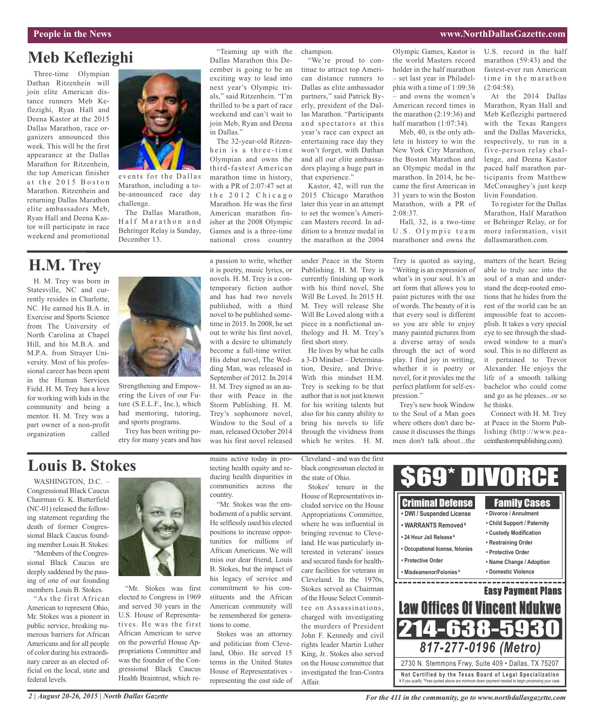## Meb Keflezighi

Three-time Olympian Dathan Ritzenhein will join elite American distance runners Meb Keflezighi, Ryan Hall and Deena Kastor at the 2015 Dallas Marathon, race organizers announced this week. This will be the first appearance at the Dallas Marathon for Ritzenhein, the top American finisher at the 2015 Boston Marathon. Ritzenhein and returning Dallas Marathon elite ambassadors Meb, Ryan Hall and Deena Kastor will participate in race weekend and promotional events for the Dallas Marathon, including a to-be-announced race day challenge.

The Dallas Marathon, Half Marathon and Behringer Relay is Sunday, December 13.

"Teaming up with the Dallas Marathon this December is going to be an exciting way to lead into next year's Olympic trials," said Ritzenhein. "I'm thrilled to be a part of race weekend and can't wait to join Meb, Ryan and Deena in Dallas."

The 32-year-old Ritzenhein is a three-time Olympian and owns the third-fastest American marathon time in history, with a PR of 2:07:47 set at the 2012 Chicago Marathon. He was the first American marathon finisher at the 2008 Olympic Games and is a three-time national cross country champion.

"We're proud to continue to attract top American distance runners to Dallas as elite ambassador partners," said Patrick Byerly, president of the Dallas Marathon. "Participants and spectators at this year's race can expect an entertaining race day they won't forget, with Dathan and all our elite ambassadors playing a huge part in that experience."

Kastor, 42, will run the 2015 Chicago Marathon later this year in an attempt to set the women's American Masters record. In addition to a bronze medal in the marathon at the 2004 Olympic Games, Kastor is the world Masters record holder in the half marathon – set last year in Philadelphia with a time of 1:09:36 – and owns the women's American record times in the marathon (2:19:36) and half marathon (1:07:34).

Meb, 40, is the only athlete in history to win the New York City Marathon, the Boston Marathon and an Olympic medal in the marathon. In 2014, he became the first American in 31 years to win the Boston Marathon, with a PR of 2:08:37.

Hall, 32, is a two-time U.S. Olympic team marathoner and owns the U.S. record in the half marathon (59:43) and the fastest-ever run American time in the marathon (2:04:58).

At the 2014 Dallas Marathon, Ryan Hall and Meb Keflezighi partnered with the Texas Rangers and the Dallas Mavericks, respectively, to run in a five-person relay challenge, and Deena Kastor paced half marathon participants from Matthew McConaughey's just keep livin Foundation.

To register for the Dallas Marathon, Half Marathon or Behringer Relay, or for more information, visit dallasmarathon.com.

## H.M. Trey

H. M. Trey was born in Statesville, NC and currently resides in Charlotte, NC. He earned his B.A. in Exercise and Sports Science from The University of North Carolina at Chapel Hill, and his M.B.A. and M.P.A. from Strayer University. Most of his professional career has been spent in the Human Services Field. H. M. Trey has a love for working with kids in the community and being a mentor. H. M. Trey was a part owner of a non-profit organization called Strengthening and Empowering the Lives of our Future (S.E.L.F., Inc.), which had mentoring, tutoring, and sports programs.

Trey has been writing poetry for many years and has a passion to write, whether it is poetry, music lyrics, or novels. H. M. Trey is a contemporary fiction author and has had two novels published, with a third novel to be published sometime in 2015. In 2008, he set out to write his first novel, with a desire to ultimately become a full-time writer. His debut novel, The Wedding Man, was released in September of 2012. In 2014 H. M. Trey signed as an author with Peace in the Storm Publishing. H. M. Trey's sophomore novel, Window to the Soul of a man, released October 2014 was his first novel released under Peace in the Storm Publishing. H. M. Trey is currently finishing up work with his third novel, She Will Be Loved. In 2015 H. M. Trey will release She Will Be Loved along with a piece in a nonfictional anthology and H. M. Trey's first short story.

He lives by what he calls a 3-D Mindset – Determination, Desire, and Drive. With this mindset H.M. Trey is seeking to be that author that is not just known for his writing talents but also for his canny ability to bring his novels to life through the vividness from which he writes. H. M. Trey is quoted as saying, "Writing is an expression of what's in your soul. It's an art form that allows you to paint pictures with the use of words. The beauty of it is that every soul is different so you are able to enjoy many painted pictures from a diverse array of souls through the act of word play. I find joy in writing, whether it is poetry or novel, for it provides me the perfect platform for self-expression."

Trey's new book Window to the Soul of a Man goes where others don't dare because it discusses the things men don't talk about...the matters of the heart. Being able to truly see into the soul of a man and understand the deep-rooted emotions that he hides from the rest of the world can be an impossible feat to accomplish. It takes a very special eye to see through the shadowed window to a man's soul. This is no different as it pertained to Trevor Alexander. He enjoys the life of a smooth talking bachelor who could come and go as he pleases...or so he thinks.

Connect with H. M. Trey at Peace in the Storm Publishing (http://www.peaceinthestormpublishing.com).

## Louis B. Stokes

WASHINGTON, D.C. – Congressional Black Caucus Chairman G. K. Butterfield (NC-01) released the following statement regarding the death of former Congressional Black Caucus founding member Louis B. Stokes:

"Members of the Congressional Black Caucus are deeply saddened by the passing of one of our founding members Louis B. Stokes.

"As the first African American to represent Ohio, Mr. Stokes was a pioneer in public service, breaking numerous barriers for African Americans and for all people of color during his extraordinary career as an elected official on the local, state and federal levels.

"Mr. Stokes was first elected to Congress in 1969 and served 30 years in the U.S. House of Representatives. He was the first African American to serve on the powerful House Appropriations Committee and was the founder of the Congressional Black Caucus Health Braintrust, which remains active today in protecting health equity and reducing health disparities in communities across the country.

"Mr. Stokes was the embodiment of a public servant. He selflessly used his elected positions to increase opportunities for millions of African Americans. We will miss our dear friend, Louis B. Stokes, but the impact of his legacy of service and commitment to his constituents and the African American community will be remembered for generations to come.

Stokes was an attorney and politician from Cleveland, Ohio. He served 15 terms in the United States House of Representatives - representing the east side of Cleveland - and was the first black congressman elected in the state of Ohio.

Stokes' tenure in the House of Representatives included service on the House Appropriations Committee, where he was influential in bringing revenue to Cleveland. He was particularly interested in veterans' issues and secured funds for healthcare facilities for veterans in Cleveland. In the 1970s, Stokes served as Chairman of the House Select Committee on Assassinations, charged with investigating the murders of President John F. Kennedy and civil rights leader Martin Luther King, Jr.. Stokes also served on the House committee that investigated the Iran-Contra Affair.

**$69* DIVORCE**

**Criminal Defense**
- DWI / Suspended License
- WARRANTS Removed ¥
- 24 Hour Jail Release ¥
- Occupational license, felonies
- Protective Order
- Misdeamenor/Felonies ¥

**Family Cases**
- Divorce / Annulment
- Child Support / Paternity
- Custody Modification
- Restraining Order
- Protective Order
- Name Change / Adoption
- Domestic Violence

**Easy Payment Plans**

**Law Offices Of Vincent Ndukwe**

**214-638-5930**

**817-277-0196 (Metro)**

2730 N. Stemmons Frwy, Suite 409 • Dallas, TX 75207

**Not Certified by the Texas Board of Legal Specialization**

¥ If you qualify. *Fees quoted above are minimum down payment needed to begin processing your case.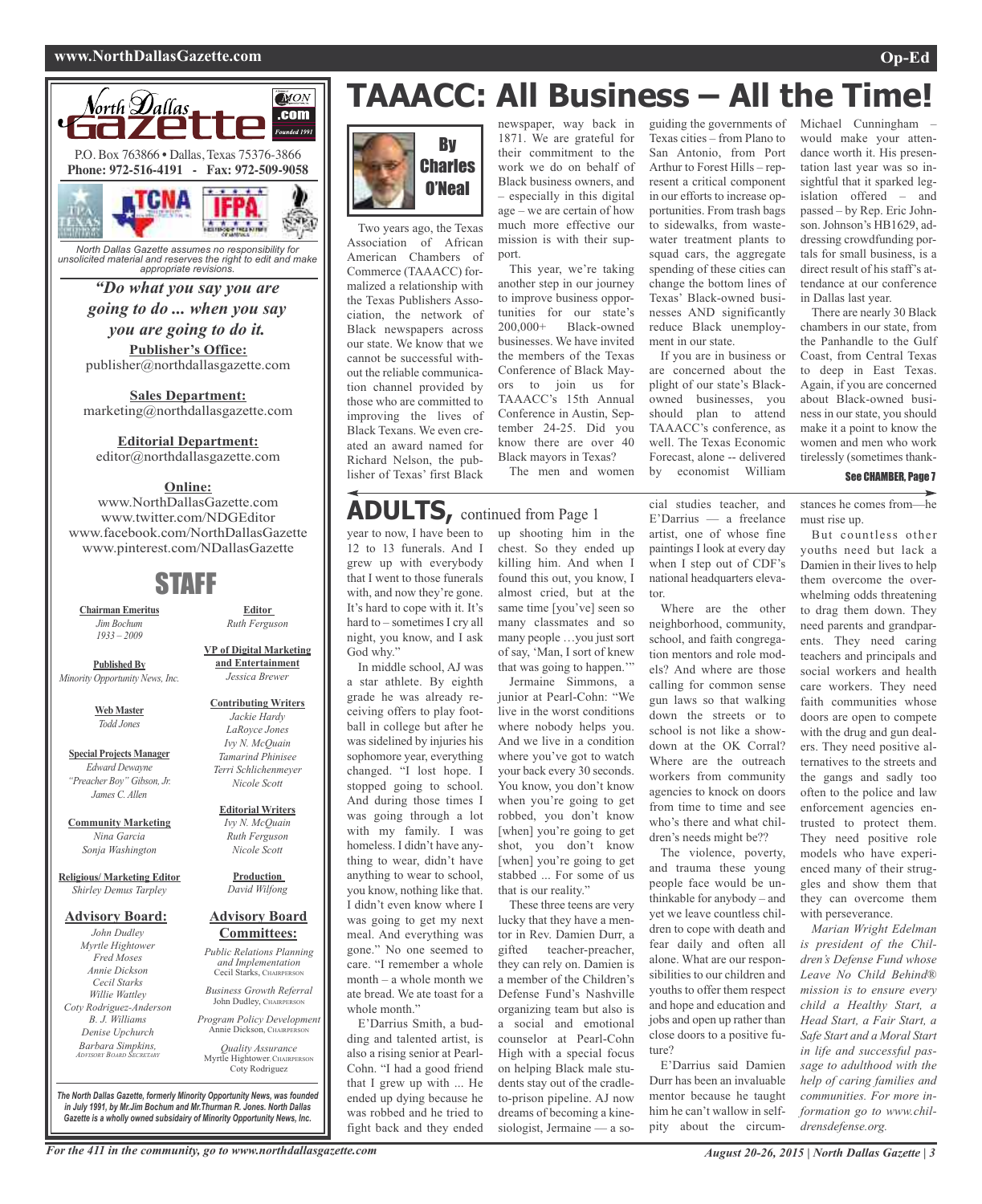North Dallas Gazette

P.O. Box 763866 • Dallas, Texas 75376-3866
**Phone: 972-516-4191 - Fax: 972-509-9058**

*North Dallas Gazette assumes no responsibility for unsolicited material and reserves the right to edit and make appropriate revisions.*

***"Do what you say you are going to do ... when you say you are going to do it.***

**Publisher's Office:**
publisher@northdallasgazette.com

**Sales Department:**
marketing@northdallasgazette.com

**Editorial Department:**
editor@northdallasgazette.com

**Online:**
www.NorthDallasGazette.com
www.twitter.com/NDGEditor
www.facebook.com/NorthDallasGazette
www.pinterest.com/NDallasGazette

## STAFF

**Chairman Emeritus**
*Jim Bochum*
*1933 – 2009*

**Published By**
*Minority Opportunity News, Inc.*

**Web Master**
*Todd Jones*

**Special Projects Manager**
*Edward Dewayne*
*"Preacher Boy" Gibson, Jr.*
*James C. Allen*

**Community Marketing**
*Nina Garcia*
*Sonja Washington*

**Religious/ Marketing Editor**
*Shirley Demus Tarpley*

**Advisory Board:**
*John Dudley*
*Myrtle Hightower*
*Fred Moses*
*Annie Dickson*
*Cecil Starks*
*Willie Wattley*
*Coty Rodriguez-Anderson*
*B. J. Williams*
*Denise Upchurch*
*Barbara Simpkins, Advisory Board Secretary*

**Editor**
*Ruth Ferguson*

**VP of Digital Marketing and Entertainment**
*Jessica Brewer*

**Contributing Writers**
*Jackie Hardy*
*LaRoyce Jones*
*Ivy N. McQuain*
*Tamarind Phinisee*
*Terri Schlichenmeyer*
*Nicole Scott*

**Editorial Writers**
*Ivy N. McQuain*
*Ruth Ferguson*
*Nicole Scott*

**Production**
*David Wilfong*

**Advisory Board Committees:**
*Public Relations Planning and Implementation*
Cecil Starks, Chairperson

*Business Growth Referral*
John Dudley, Chairperson

*Program Policy Development*
Annie Dickson, Chairperson

*Quality Assurance*
Myrtle Hightower, Chairperson
Coty Rodriguez

***The North Dallas Gazette, formerly Minority Opportunity News, was founded in July 1991, by Mr.Jim Bochum and Mr.Thurman R. Jones. North Dallas Gazette is a wholly owned subsaidiary of Minority Opportunity News, Inc.***

# TAAACC: All Business – All the Time!

By Charles O'Neal

Two years ago, the Texas Association of African American Chambers of Commerce (TAAACC) formalized a relationship with the Texas Publishers Association, the network of Black newspapers across our state. We know that we cannot be successful without the reliable communication channel provided by those who are committed to improving the lives of Black Texans. We even created an award named for Richard Nelson, the publisher of Texas' first Black newspaper, way back in 1871. We are grateful for their commitment to the work we do on behalf of Black business owners, and – especially in this digital age – we are certain of how much more effective our mission is with their support.

This year, we're taking another step in our journey to improve business opportunities for our state's 200,000+ Black-owned businesses. We have invited the members of the Texas Conference of Black Mayors to join us for TAAACC's 15th Annual Conference in Austin, September 24-25. Did you know there are over 40 Black mayors in Texas?

The men and women guiding the governments of Texas cities – from Plano to San Antonio, from Port Arthur to Forest Hills – represent a critical component in our efforts to increase opportunities. From trash bags to sidewalks, from wastewater treatment plants to squad cars, the aggregate spending of these cities can change the bottom lines of Texas' Black-owned businesses AND significantly reduce Black unemployment in our state.

If you are in business or are concerned about the plight of our state's Black-owned businesses, you should plan to attend TAAACC's conference, as well. The Texas Economic Forecast, alone -- delivered by economist William Michael Cunningham – would make your attendance worth it. His presentation last year was so insightful that it sparked legislation offered – and passed – by Rep. Eric Johnson. Johnson's HB1629, addressing crowdfunding portals for small business, is a direct result of his staff's attendance at our conference in Dallas last year.

There are nearly 30 Black chambers in our state, from the Panhandle to the Gulf Coast, from Central Texas to deep in East Texas. Again, if you are concerned about Black-owned business in our state, you should make it a point to know the women and men who work tirelessly (sometimes thank-

**See CHAMBER, Page 7**

## ADULTS, continued from Page 1

year to now, I have been to 12 to 13 funerals. And I grew up with everybody that I went to those funerals with, and now they're gone. It's hard to cope with it. It's hard to – sometimes I cry all night, you know, and I ask God why."

In middle school, AJ was a star athlete. By eighth grade he was already receiving offers to play football in college but after he was sidelined by injuries his sophomore year, everything changed. "I lost hope. I stopped going to school. And during those times I was going through a lot with my family. I was homeless. I didn't have anything to wear, didn't have anything to wear to school, you know, nothing like that. I didn't even know where I was going to get my next meal. And everything was gone." No one seemed to care. "I remember a whole month – a whole month we ate bread. We ate toast for a whole month."

E'Darrius Smith, a budding and talented artist, is also a rising senior at Pearl-Cohn. "I had a good friend that I grew up with ... He ended up dying because he was robbed and he tried to fight back and they ended up shooting him in the chest. So they ended up killing him. And when I found this out, you know, I almost cried, but at the same time [you've] seen so many classmates and so many people …you just sort of say, 'Man, I sort of knew that was going to happen.'"

Jermaine Simmons, a junior at Pearl-Cohn: "We live in the worst conditions where nobody helps you. And we live in a condition where you've got to watch your back every 30 seconds. You know, you don't know when you're going to get robbed, you don't know [when] you're going to get shot, you don't know [when] you're going to get stabbed ... For some of us that is our reality."

These three teens are very lucky that they have a mentor in Rev. Damien Durr, a gifted teacher-preacher, they can rely on. Damien is a member of the Children's Defense Fund's Nashville organizing team but also is a social and emotional counselor at Pearl-Cohn High with a special focus on helping Black male students stay out of the cradle-to-prison pipeline. AJ now dreams of becoming a kinesiologist, Jermaine — a social studies teacher, and E'Darrius — a freelance artist, one of whose fine paintings I look at every day when I step out of CDF's national headquarters elevator.

Where are the other neighborhood, community, school, and faith congregation mentors and role models? And where are those calling for common sense gun laws so that walking down the streets or to school is not like a showdown at the OK Corral? Where are the outreach workers from community agencies to knock on doors from time to time and see who's there and what children's needs might be??

The violence, poverty, and trauma these young people face would be unthinkable for anybody – and yet we leave countless children to cope with death and fear daily and often all alone. What are our responsibilities to our children and youths to offer them respect and hope and education and jobs and open up rather than close doors to a positive future?

E'Darrius said Damien Durr has been an invaluable mentor because he taught him he can't wallow in self-pity about the circumstances he comes from—he must rise up.

But countless other youths need but lack a Damien in their lives to help them overcome the overwhelming odds threatening to drag them down. They need parents and grandparents. They need caring teachers and principals and social workers and health care workers. They need faith communities whose doors are open to compete with the drug and gun dealers. They need positive alternatives to the streets and the gangs and sadly too often to the police and law enforcement agencies entrusted to protect them. They need positive role models who have experienced many of their struggles and show them that they can overcome them with perseverance.

*Marian Wright Edelman is president of the Children's Defense Fund whose Leave No Child Behind® mission is to ensure every child a Healthy Start, a Head Start, a Fair Start, a Safe Start and a Moral Start in life and successful passage to adulthood with the help of caring families and communities. For more information go to www.childrensdefense.org.*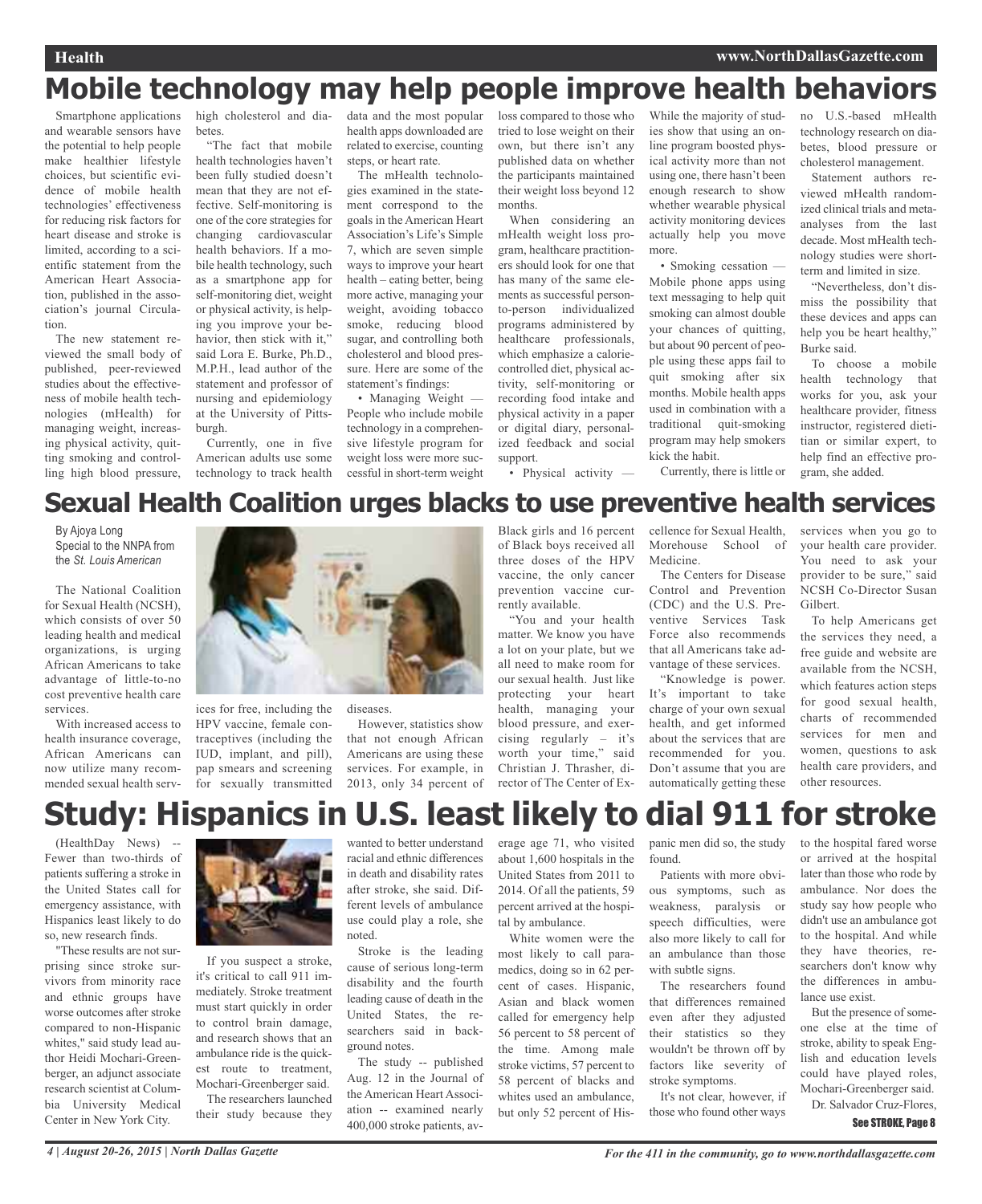# Mobile technology may help people improve health behaviors

Smartphone applications and wearable sensors have the potential to help people make healthier lifestyle choices, but scientific evidence of mobile health technologies' effectiveness for reducing risk factors for heart disease and stroke is limited, according to a scientific statement from the American Heart Association, published in the association's journal Circulation.

The new statement reviewed the small body of published, peer-reviewed studies about the effectiveness of mobile health technologies (mHealth) for managing weight, increasing physical activity, quitting smoking and controlling high blood pressure, high cholesterol and diabetes.

"The fact that mobile health technologies haven't been fully studied doesn't mean that they are not effective. Self-monitoring is one of the core strategies for changing cardiovascular health behaviors. If a mobile health technology, such as a smartphone app for self-monitoring diet, weight or physical activity, is helping you improve your behavior, then stick with it," said Lora E. Burke, Ph.D., M.P.H., lead author of the statement and professor of nursing and epidemiology at the University of Pittsburgh.

Currently, one in five American adults use some technology to track health data and the most popular health apps downloaded are related to exercise, counting steps, or heart rate.

The mHealth technologies examined in the statement correspond to the goals in the American Heart Association's Life's Simple 7, which are seven simple ways to improve your heart health – eating better, being more active, managing your weight, avoiding tobacco smoke, reducing blood sugar, and controlling both cholesterol and blood pressure. Here are some of the statement's findings:

- Managing Weight — People who include mobile technology in a comprehensive lifestyle program for weight loss were more successful in short-term weight loss compared to those who tried to lose weight on their own, but there isn't any published data on whether the participants maintained their weight loss beyond 12 months.

When considering an mHealth weight loss program, healthcare practitioners should look for one that has many of the same elements as successful person-to-person individualized programs administered by healthcare professionals, which emphasize a calorie-controlled diet, physical activity, self-monitoring or recording food intake and physical activity in a paper or digital diary, personalized feedback and social support.

- Physical activity — While the majority of studies show that using an online program boosted physical activity more than not using one, there hasn't been enough research to show whether wearable physical activity monitoring devices actually help you move more.

- Smoking cessation — Mobile phone apps using text messaging to help quit smoking can almost double your chances of quitting, but about 90 percent of people using these apps fail to quit smoking after six months. Mobile health apps used in combination with a traditional quit-smoking program may help smokers kick the habit.

Currently, there is little or no U.S.-based mHealth technology research on diabetes, blood pressure or cholesterol management.

Statement authors reviewed mHealth randomized clinical trials and meta-analyses from the last decade. Most mHealth technology studies were short-term and limited in size.

"Nevertheless, don't dismiss the possibility that these devices and apps can help you be heart healthy," Burke said.

To choose a mobile health technology that works for you, ask your healthcare provider, fitness instructor, registered dietitian or similar expert, to help find an effective program, she added.

# Sexual Health Coalition urges blacks to use preventive health services

By Ajoya Long
Special to the NNPA from the *St. Louis American*

The National Coalition for Sexual Health (NCSH), which consists of over 50 leading health and medical organizations, is urging African Americans to take advantage of little-to-no cost preventive health care services.

With increased access to health insurance coverage, African Americans can now utilize many recommended sexual health services for free, including the HPV vaccine, female contraceptives (including the IUD, implant, and pill), pap smears and screening for sexually transmitted diseases.

However, statistics show that not enough African Americans are using these services. For example, in 2013, only 34 percent of Black girls and 16 percent of Black boys received all three doses of the HPV vaccine, the only cancer prevention vaccine currently available.

"You and your health matter. We know you have a lot on your plate, but we all need to make room for our sexual health. Just like protecting your heart health, managing your blood pressure, and exercising regularly – it's worth your time," said Christian J. Thrasher, director of The Center of Excellence for Sexual Health, Morehouse School of Medicine.

The Centers for Disease Control and Prevention (CDC) and the U.S. Preventive Services Task Force also recommends that all Americans take advantage of these services.

"Knowledge is power. It's important to take charge of your own sexual health, and get informed about the services that are recommended for you. Don't assume that you are automatically getting these services when you go to your health care provider. You need to ask your provider to be sure," said NCSH Co-Director Susan Gilbert.

To help Americans get the services they need, a free guide and website are available from the NCSH, which features action steps for good sexual health, charts of recommended services for men and women, questions to ask health care providers, and other resources.

# Study: Hispanics in U.S. least likely to dial 911 for stroke

(HealthDay News) -- Fewer than two-thirds of patients suffering a stroke in the United States call for emergency assistance, with Hispanics least likely to do so, new research finds.

"These results are not surprising since stroke survivors from minority race and ethnic groups have worse outcomes after stroke compared to non-Hispanic whites," said study lead author Heidi Mochari-Greenberger, an adjunct associate research scientist at Columbia University Medical Center in New York City.

If you suspect a stroke, it's critical to call 911 immediately. Stroke treatment must start quickly in order to control brain damage, and research shows that an ambulance ride is the quickest route to treatment, Mochari-Greenberger said.

The researchers launched their study because they wanted to better understand racial and ethnic differences in death and disability rates after stroke, she said. Different levels of ambulance use could play a role, she noted.

Stroke is the leading cause of serious long-term disability and the fourth leading cause of death in the United States, the researchers said in background notes.

The study -- published Aug. 12 in the Journal of the American Heart Association -- examined nearly 400,000 stroke patients, average age 71, who visited about 1,600 hospitals in the United States from 2011 to 2014. Of all the patients, 59 percent arrived at the hospital by ambulance.

White women were the most likely to call paramedics, doing so in 62 percent of cases. Hispanic, Asian and black women called for emergency help 56 percent to 58 percent of the time. Among male stroke victims, 57 percent to 58 percent of blacks and whites used an ambulance, but only 52 percent of Hispanic men did so, the study found.

Patients with more obvious symptoms, such as weakness, paralysis or speech difficulties, were also more likely to call for an ambulance than those with subtle signs.

The researchers found that differences remained even after they adjusted their statistics so they wouldn't be thrown off by factors like severity of stroke symptoms.

It's not clear, however, if those who found other ways to the hospital fared worse or arrived at the hospital later than those who rode by ambulance. Nor does the study say how people who didn't use an ambulance got to the hospital. And while they have theories, researchers don't know why the differences in ambulance use exist.

But the presence of someone else at the time of stroke, ability to speak English and education levels could have played roles, Mochari-Greenberger said.

Dr. Salvador Cruz-Flores,

See STROKE, Page 8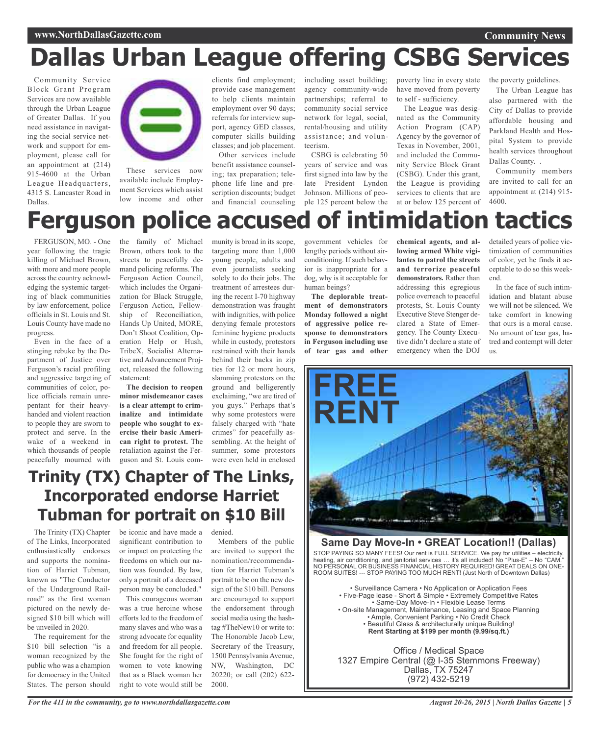# Dallas Urban League offering CSBG Services

Community Service Block Grant Program Services are now available through the Urban League of Greater Dallas. If you need assistance in navigating the social service network and support for employment, please call for an appointment at (214) 915-4600 at the Urban League Headquarters, 4315 S. Lancaster Road in Dallas.

These services now available include Employment Services which assist low income and other clients find employment; provide case management to help clients maintain employment over 90 days; referrals for interview support, agency GED classes, computer skills building classes; and job placement.

Other services include benefit assistance counseling; tax preparation; telephone life line and prescription discounts; budget and financial counseling including asset building; agency community-wide partnerships; referral to community social service network for legal, social, rental/housing and utility assistance; and volunteerism.

CSBG is celebrating 50 years of service and was first signed into law by the late President Lyndon Johnson. Millions of people 125 percent below the poverty line in every state have moved from poverty to self - sufficiency.

The League was designated as the Community Action Program (CAP) Agency by the governor of Texas in November, 2001, and included the Community Service Block Grant (CSBG). Under this grant, the League is providing services to clients that are at or below 125 percent of the poverty guidelines.

The Urban League has also partnered with the City of Dallas to provide affordable housing and Parkland Health and Hospital System to provide health services throughout Dallas County. .

Community members are invited to call for an appointment at (214) 915-4600.

# Ferguson police accused of intimidation tactics

FERGUSON, MO. - One year following the tragic killing of Michael Brown, with more and more people across the country acknowledging the systemic targeting of black communities by law enforcement, police officials in St. Louis and St. Louis County have made no progress.

Even in the face of a stinging rebuke by the Department of Justice over Ferguson's racial profiling and aggressive targeting of communities of color, police officials remain unrepentant for their heavy-handed and violent reaction to people they are sworn to protect and serve. In the wake of a weekend in which thousands of people peacefully mourned with the family of Michael Brown, others took to the streets to peacefully demand policing reforms. The Ferguson Action Council, which includes the Organization for Black Struggle, Ferguson Action, Fellowship of Reconciliation, Hands Up United, MORE, Don't Shoot Coalition, Operation Help or Hush, TribeX, Socialist Alternative and Advancement Project, released the following statement:

**The decision to reopen minor misdemeanor cases is a clear attempt to criminalize and intimidate people who sought to exercise their basic American right to protest.** The retaliation against the Ferguson and St. Louis community is broad in its scope, targeting more than 1,000 young people, adults and even journalists seeking solely to do their jobs. The treatment of arrestees during the recent I-70 highway demonstration was fraught with indignities, with police denying female protestors feminine hygiene products while in custody, protestors restrained with their hands behind their backs in zip ties for 12 or more hours, slamming protestors on the ground and belligerently exclaiming, "we are tired of you guys." Perhaps that's why some protestors were falsely charged with "hate crimes" for peacefully assembling. At the height of summer, some protestors were even held in enclosed government vehicles for lengthy periods without air-conditioning. If such behavior is inappropriate for a dog, why is it acceptable for human beings?

**The deplorable treatment of demonstrators Monday followed a night of aggressive police response to demonstrators in Ferguson including use of tear gas and other chemical agents, and allowing armed White vigilantes to patrol the streets and terrorize peaceful demonstrators.** Rather than addressing this egregious police overreach to peaceful protests, St. Louis County Executive Steve Stenger declared a State of Emergency. The County Executive didn't declare a state of emergency when the DOJ detailed years of police victimization of communities of color, yet he finds it acceptable to do so this weekend.

In the face of such intimidation and blatant abuse we will not be silenced. We take comfort in knowing that ours is a moral cause. No amount of tear gas, hatred and contempt will deter us.

## Trinity (TX) Chapter of The Links, Incorporated endorse Harriet Tubman for portrait on $10 Bill

The Trinity (TX) Chapter of The Links, Incorporated enthusiastically endorses and supports the nomination of Harriet Tubman, known as "The Conductor of the Underground Railroad" as the first woman pictured on the newly designed $10 bill which will be unveiled in 2020.

The requirement for the $10 bill selection "is a woman recognized by the public who was a champion for democracy in the United States. The person should be iconic and have made a significant contribution to or impact on protecting the freedoms on which our nation was founded. By law, only a portrait of a deceased person may be concluded."

This courageous woman was a true heroine whose efforts led to the freedom of many slaves and who was a strong advocate for equality and freedom for all people. She fought for the right of women to vote knowing that as a Black woman her right to vote would still be denied.

Members of the public are invited to support the nomination/recommendation for Harriet Tubman's portrait to be on the new design of the $10 bill. Persons are encouraged to support the endorsement through social media using the hashtag #TheNew10 or write to: The Honorable Jacob Lew, Secretary of the Treasury, 1500 Pennsylvania Avenue, NW, Washington, DC 20220; or call (202) 622-2000.

---

**FREE RENT**

**Same Day Move-In • GREAT Location!! (Dallas)**

STOP PAYING SO MANY FEES! Our rent is FULL SERVICE. We pay for utilities – electricity, heating, air conditioning, and janitorial services … it's all included! No "Plus-E" – No "CAM." NO PERSONAL OR BUSINESS FINANCIAL HISTORY REQUIRED! GREAT DEALS ON ONE-ROOM SUITES! --- STOP PAYING TOO MUCH RENT! (Just North of Downtown Dallas)

• Surveillance Camera • No Application or Application Fees
• Five-Page lease - Short & Simple • Extremely Competitive Rates
• Same-Day Move-In • Flexible Lease Terms
• On-site Management, Maintenance, Leasing and Space Planning
• Ample, Convenient Parking • No Credit Check
• Beautiful Glass & architecturally unique Building!
**Rent Starting at $199 per month (9.99/sq.ft.)**

Office / Medical Space
1327 Empire Central (@ I-35 Stemmons Freeway)
Dallas, TX 75247
(972) 432-5219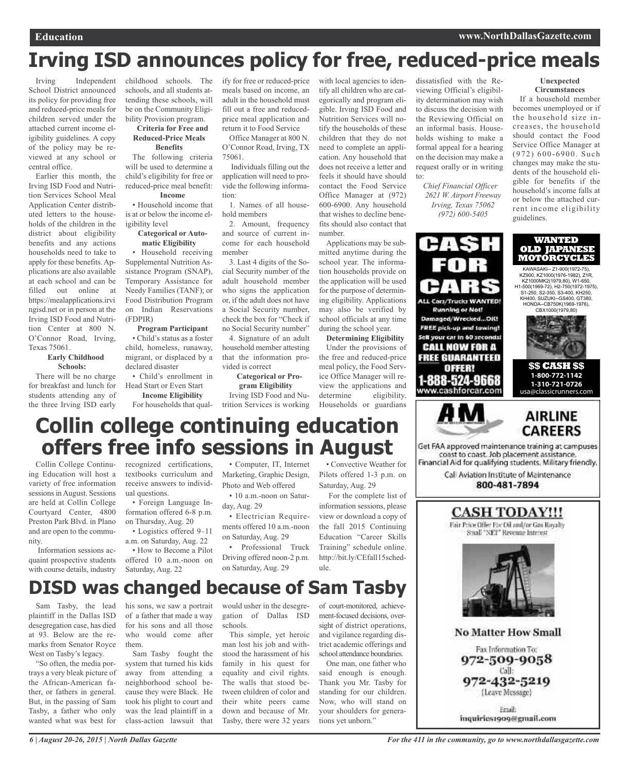# Irving ISD announces policy for free, reduced-price meals

Irving Independent School District announced its policy for providing free and reduced-price meals for children served under the attached current income eligibility guidelines. A copy of the policy may be reviewed at any school or central office.

Earlier this month, the Irving ISD Food and Nutrition Services School Meal Application Center distributed letters to the households of the children in the district about eligibility benefits and any actions households need to take to apply for these benefits. Applications are also available at each school and can be filled out online at https://mealapplications.irvingisd.net or in person at the Irving ISD Food and Nutrition Center at 800 N. O'Connor Road, Irving, Texas 75061.

**Early Childhood Schools:**

There will be no charge for breakfast and lunch for students attending any of the three Irving ISD early childhood schools. The schools, and all students attending these schools, will be on the Community Eligibility Provision program.

**Criteria for Free and Reduced-Price Meals Benefits**

The following criteria will be used to determine a child's eligibility for free or reduced-price meal benefit:

**Income**

• Household income that is at or below the income eligibility level

**Categorical or Automatic Eligibility**

• Household receiving Supplemental Nutrition Assistance Program (SNAP), Temporary Assistance for Needy Families (TANF); or Food Distribution Program on Indian Reservations (FDPIR)

**Program Participant**

• Child's status as a foster child, homeless, runaway, migrant, or displaced by a declared disaster

• Child's enrollment in Head Start or Even Start

**Income Eligibility**

For households that qualify for free or reduced-price meals based on income, an adult in the household must fill out a free and reduced-price meal application and return it to Food Service Office Manager at 800 N. O'Connor Road, Irving, TX 75061.

Individuals filling out the application will need to provide the following information:

1. Names of all household members
2. Amount, frequency and source of current income for each household member
3. Last 4 digits of the Social Security number of the adult household member who signs the application or, if the adult does not have a Social Security number, check the box for "Check if no Social Security number"
4. Signature of an adult household member attesting that the information provided is correct

**Categorical or Program Eligibility**

Irving ISD Food and Nutrition Services is working with local agencies to identify all children who are categorically and program eligible. Irving ISD Food and Nutrition Services will notify the households of these children that they do not need to complete an application. Any household that does not receive a letter and feels it should have should contact the Food Service Office Manager at (972) 600-6900. Any household that wishes to decline benefits should also contact that number.

Applications may be submitted anytime during the school year. The information households provide on the application will be used for the purpose of determining eligibility. Applications may also be verified by school officials at any time during the school year.

**Determining Eligibility**

Under the provisions of the free and reduced-price meal policy, the Food Service Office Manager will review the applications and determine eligibility. Households or guardians dissatisfied with the Reviewing Official's eligibility determination may wish to discuss the decision with the Reviewing Official on an informal basis. Households wishing to make a formal appeal for a hearing on the decision may make a request orally or in writing to:

*Chief Financial Officer*
*2621 W. Airport Freeway*
*Irving, Texas 75062*
*(972) 600-5405*

**Unexpected Circumstances**

If a household member becomes unemployed or if the household size increases, the household should contact the Food Service Office Manager at (972) 600-6900. Such changes may make the students of the household eligible for benefits if the household's income falls at or below the attached current income eligibility guidelines.

# Collin college continuing education offers free info sessions in August

Collin College Continuing Education will host a variety of free information sessions in August. Sessions are held at Collin College Courtyard Center, 4800 Preston Park Blvd. in Plano and are open to the community.

Information sessions acquaint prospective students with course details, industry recognized certifications, textbooks curriculum and receive answers to individual questions.

• Foreign Language Information offered 6-8 p.m. on Thursday, Aug. 20
• Logistics offered 9–11 a.m. on Saturday, Aug. 22
• How to Become a Pilot offered 10 a.m.-noon on Saturday, Aug. 22
• Computer, IT, Internet Marketing, Graphic Design, Photo and Web offered
• 10 a.m.-noon on Saturday, Aug. 29
• Electrician Requirements offered 10 a.m.-noon on Saturday, Aug. 29
• Professional Truck Driving offered noon-2 p.m. on Saturday, Aug. 29
• Convective Weather for Pilots offered 1-3 p.m. on Saturday, Aug. 29

For the complete list of information sessions, please view or download a copy of the fall 2015 Continuing Education "Career Skills Training" schedule online. http://bit.ly/CEfall15schedule.

# DISD was changed because of Sam Tasby

Sam Tasby, the lead plaintiff in the Dallas ISD desegregation case, has died at 93. Below are the remarks from Senator Royce West on Tasby's legacy.

"So often, the media portrays a very bleak picture of the African-American father, or fathers in general. But, in the passing of Sam Tasby, a father who only wanted what was best for his sons, we saw a portrait of a father that made a way for his sons and all those who would come after them.

Sam Tasby fought the system that turned his kids away from attending a neighborhood school because they were Black. He took his plight to court and was the lead plaintiff in a class-action lawsuit that would usher in the desegregation of Dallas ISD schools.

This simple, yet heroic man lost his job and withstood the harassment of his family in his quest for equality and civil rights. The walls that stood between children of color and their white peers came down and because of Mr. Tasby, there were 32 years of court-monitored, achievement-focused decisions, oversight of district operations, and vigilance regarding district academic offerings and school attendance boundaries.

One man, one father who said enough is enough. Thank you Mr. Tasby for standing for our children. Now, who will stand on your shoulders for generations yet unborn."

---

**CA$H FOR CARS**

ALL Cars/Trucks WANTED! Running or Not! Damaged/Wrecked...OK! FREE pick-up and towing! Sell your car in 60 seconds! CALL NOW FOR A FREE GUARANTEED OFFER! 1-888-524-9668 www.cashforcar.com

**WANTED OLD JAPANESE MOTORCYCLES**

KAWASAKI-- Z1-900(1972-75), KZ900, KZ1000(1976-1982), Z1R, KZ1000MK2(1979,80), W1-650, H1-500(1969-72), H2-750(1972-1975), S1-250, S2-350, S3-400, KH250, KH400, SUZUKI--GS400, GT380, HONDA--CB750K(1969-1976), CBX1000(1979,80)

**$$ CASH $$** 1-800-772-1142 1-310-721-0726 usa@classicrunners.com

**AM AIRLINE CAREERS**

Get FAA approved maintenance training at campuses coast to coast. Job placement assistance. Financial Aid for qualifying students. Military friendly.

Call Aviation Institute of Maintenance 800-481-7894

**CASH TODAY!!!**

Fair Price Offer For Oil and/or Gas Royalty Small "NET" Revenue Interest

No Matter How Small

Fax Information To: 972-509-9058
Call: 972-432-5219 (Leave Message)
Email: inquiries1909@gmail.com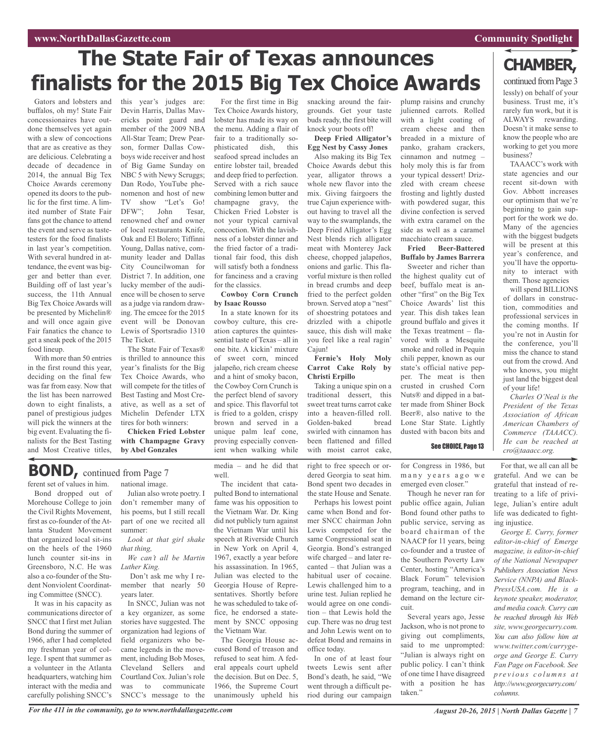# The State Fair of Texas announces finalists for the 2015 Big Tex Choice Awards

Gators and lobsters and buffalos, oh my! State Fair concessionaires have outdone themselves yet again with a slew of concoctions that are as creative as they are delicious. Celebrating a decade of decadence in 2014, the annual Big Tex Choice Awards ceremony opened its doors to the public for the first time. A limited number of State Fair fans got the chance to attend the event and serve as taste-testers for the food finalists in last year's competition. With several hundred in attendance, the event was bigger and better than ever. Building off of last year's success, the 11th Annual Big Tex Choice Awards will be presented by Michelin® and will once again give Fair fanatics the chance to get a sneak peek of the 2015 food lineup.

With more than 50 entries in the first round this year, deciding on the final few was far from easy. Now that the list has been narrowed down to eight finalists, a panel of prestigious judges will pick the winners at the big event. Evaluating the finalists for the Best Tasting and Most Creative titles, this year's judges are: Devin Harris, Dallas Mavericks point guard and member of the 2009 NBA All-Star Team; Drew Pearson, former Dallas Cowboys wide receiver and host of Big Game Sunday on NBC 5 with Newy Scruggs; Dan Rodo, YouTube phenomenon and host of new TV show "Let's Go! DFW"; John Tesar, renowned chef and owner of local restaurants Knife, Oak and El Bolero; Tiffinni Young, Dallas native, community leader and Dallas City Councilwoman for District 7. In addition, one lucky member of the audience will be chosen to serve as a judge via random drawing. The emcee for the 2015 event will be Donovan Lewis of Sportsradio 1310 The Ticket.

The State Fair of Texas® is thrilled to announce this year's finalists for the Big Tex Choice Awards, who will compete for the titles of Best Tasting and Most Creative, as well as a set of Michelin Defender LTX tires for both winners:

**Chicken Fried Lobster with Champagne Gravy by Abel Gonzales**

For the first time in Big Tex Choice Awards history, lobster has made its way on the menu. Adding a flair of fair to a traditionally sophisticated dish, this seafood spread includes an entire lobster tail, breaded and deep fried to perfection. Served with a rich sauce combining lemon butter and champagne gravy, the Chicken Fried Lobster is not your typical carnival concoction. With the lavishness of a lobster dinner and the fried factor of a traditional fair food, this dish will satisfy both a fondness for fanciness and a craving for the classics.

**Cowboy Corn Crunch by Isaac Rousso**

In a state known for its cowboy culture, this creation captures the quintessential taste of Texas – all in one bite. A kickin' mixture of sweet corn, minced jalapeño, rich cream cheese and a hint of smoky bacon, the Cowboy Corn Crunch is the perfect blend of savory and spice. This flavorful tot is fried to a golden, crispy brown and served in a unique palm leaf cone, proving especially convenient when walking while snacking around the fairgrounds. Get your taste buds ready, the first bite will knock your boots off!

**Deep Fried Alligator's Egg Nest by Cassy Jones**

Also making its Big Tex Choice Awards debut this year, alligator throws a whole new flavor into the mix. Giving fairgoers the true Cajun experience without having to travel all the way to the swamplands, the Deep Fried Alligator's Egg Nest blends rich alligator meat with Monterey Jack cheese, chopped jalapeños, onions and garlic. This flavorful mixture is then rolled in bread crumbs and deep fried to the perfect golden brown. Served atop a "nest" of shoestring potatoes and drizzled with a chipotle sauce, this dish will make you feel like a real ragin' Cajun!

**Fernie's Holy Moly Carrot Cake Roly by Christi Erpillo**

Taking a unique spin on a traditional dessert, this sweet treat turns carrot cake into a heaven-filled roll. Golden-baked bread swirled with cinnamon has been flattened and filled with moist carrot cake, plump raisins and crunchy julienned carrots. Rolled with a light coating of cream cheese and then breaded in a mixture of panko, graham crackers, cinnamon and nutmeg – holy moly this is far from your typical dessert! Drizzled with cream cheese frosting and lightly dusted with powdered sugar, this divine confection is served with extra caramel on the side as well as a caramel macchiato cream sauce.

**Fried Beer-Battered Buffalo by James Barrera**

Sweeter and richer than the highest quality cut of beef, buffalo meat is another "first" on the Big Tex Choice Awards' list this year. This dish takes lean ground buffalo and gives it the Texas treatment – flavored with a Mesquite smoke and rolled in Pequin chili pepper, known as our state's official native pepper. The meat is then crusted in crushed Corn Nuts® and dipped in a batter made from Shiner Bock Beer®, also native to the Lone Star State. Lightly dusted with bacon bits and

See CHOICE, Page 13

# CHAMBER, continued from Page 3

lessly) on behalf of your business. Trust me, it's rarely fun work, but it is ALWAYS rewarding. Doesn't it make sense to know the people who are working to get you more business?

TAAACC's work with state agencies and our recent sit-down with Gov. Abbott increases our optimism that we're beginning to gain support for the work we do. Many of the agencies with the biggest budgets will be present at this year's conference, and you'll have the opportunity to interact with them. Those agencies will spend BILLIONS of dollars in construction, commodities and professional services in the coming months. If you're not in Austin for the conference, you'll miss the chance to stand out from the crowd. And who knows, you might just land the biggest deal of your life!

*Charles O'Neal is the President of the Texas Association of African American Chambers of Commerce (TAAACC). He can be reached at cro@taaacc.org.*

# BOND, continued from Page 7

ferent set of values in him.

Bond dropped out of Morehouse College to join the Civil Rights Movement, first as co-founder of the Atlanta Student Movement that organized local sit-ins on the heels of the 1960 lunch counter sit-ins in Greensboro, N.C. He was also a co-founder of the Student Nonviolent Coordinating Committee (SNCC).

It was in his capacity as communications director of SNCC that I first met Julian Bond during the summer of 1966, after I had completed my freshman year of college. I spent that summer as a volunteer in the Atlanta headquarters, watching him interact with the media and carefully polishing SNCC's national image.

Julian also wrote poetry. I don't remember many of his poems, but I still recall part of one we recited all summer:

*Look at that girl shake that thing,*

*We can't all be Martin Luther King.*

Don't ask me why I remember that nearly 50 years later.

In SNCC, Julian was not a key organizer, as some stories have suggested. The organization had legions of field organizers who became legends in the movement, including Bob Moses, Cleveland Sellers and Courtland Cox. Julian's role was to communicate SNCC's message to the media – and he did that well.

The incident that catapulted Bond to international fame was his opposition to the Vietnam War. Dr. King did not publicly turn against the Vietnam War until his speech at Riverside Church in New York on April 4, 1967, exactly a year before his assassination. In 1965, Julian was elected to the Georgia House of Representatives. Shortly before he was scheduled to take office, he endorsed a statement by SNCC opposing the Vietnam War.

The Georgia House accused Bond of treason and refused to seat him. A federal appeals court upheld the decision. But on Dec. 5, 1966, the Supreme Court unanimously upheld his right to free speech or ordered Georgia to seat him. Bond spent two decades in the state House and Senate.

Perhaps his lowest point came when Bond and former SNCC chairman John Lewis competed for the same Congressional seat in Georgia. Bond's estranged wife charged – and later recanted – that Julian was a habitual user of cocaine. Lewis challenged him to a urine test. Julian replied he would agree on one condition – that Lewis hold the cup. There was no drug test and John Lewis went on to defeat Bond and remains in office today.

In one of at least four tweets Lewis sent after Bond's death, he said, "We went through a difficult period during our campaign for Congress in 1986, but many years ago we emerged even closer."

Though he never ran for public office again, Julian Bond found other paths to public service, serving as board chairman of the NAACP for 11 years, being co-founder and a trustee of the Southern Poverty Law Center, hosting "America's Black Forum" television program, teaching, and in demand on the lecture circuit.

Several years ago, Jesse Jackson, who is not prone to giving out compliments, said to me unprompted: "Julian is always right on public policy. I can't think of one time I have disagreed with a position he has taken."

For that, we all can all be grateful. And we can be grateful that instead of retreating to a life of privilege, Julian's entire adult life was dedicated to fighting injustice.

*George E. Curry, former editor-in-chief of Emerge magazine, is editor-in-chief of the National Newspaper Publishers Association News Service (NNPA) and BlackPressUSA.com. He is a keynote speaker, moderator, and media coach. Curry can be reached through his Web site, www.georgecurry.com. You can also follow him at www.twitter.com/currygeorge and George E. Curry Fan Page on Facebook. See previous columns at http://www.georgecurry.com/columns.*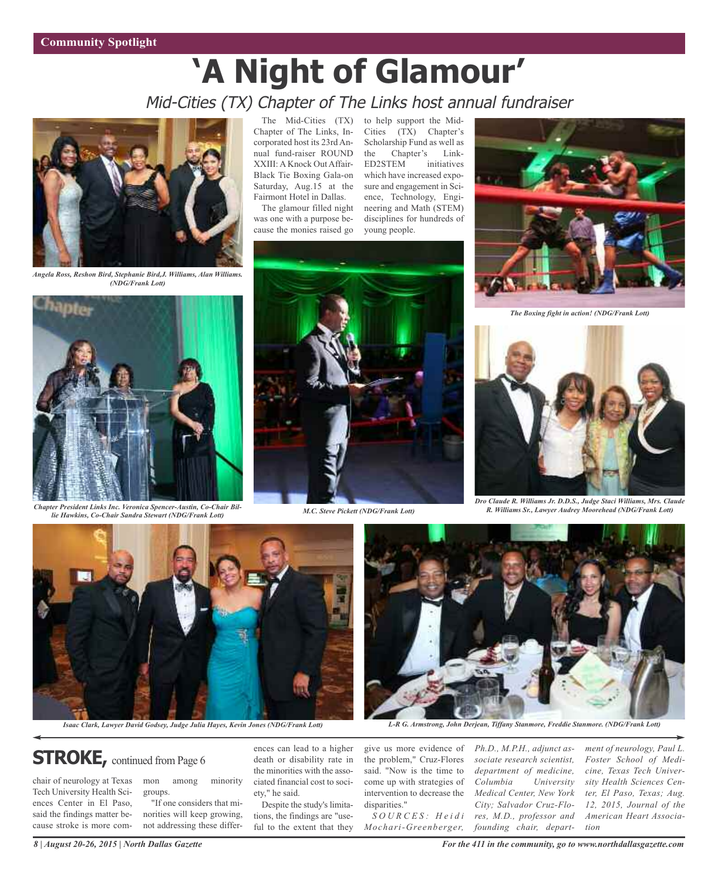Community Spotlight

# 'A Night of Glamour'

## Mid-Cities (TX) Chapter of The Links host annual fundraiser

The Mid-Cities (TX) Chapter of The Links, Incorporated host its 23rd Annual fund-raiser ROUND XXIII: A Knock Out Affair-Black Tie Boxing Gala-on Saturday, Aug.15 at the Fairmont Hotel in Dallas.

The glamour filled night was one with a purpose because the monies raised go to help support the Mid-Cities (TX) Chapter's Scholarship Fund as well as the Chapter's Link-ED2STEM initiatives which have increased exposure and engagement in Science, Technology, Engineering and Math (STEM) disciplines for hundreds of young people.

*Angela Ross, Reshon Bird, Stephanie Bird,J. Williams, Alan Williams. (NDG/Frank Lott)*

*Chapter President Links Inc. Veronica Spencer-Austin, Co-Chair Billie Hawkins, Co-Chair Sandra Stewart (NDG/Frank Lott)*

*M.C. Steve Pickett (NDG/Frank Lott)*

*The Boxing fight in action! (NDG/Frank Lott)*

*Dro Claude R. Williams Jr. D.D.S., Judge Staci Williams, Mrs. Claude R. Williams Sr., Lawyer Audrey Moorehead (NDG/Frank Lott)*

*Isaac Clark, Lawyer David Godsey, Judge Julia Hayes, Kevin Jones (NDG/Frank Lott)*

*L-R G. Armstrong, John Derjean, Tiffany Stanmore, Freddie Stanmore. (NDG/Frank Lott)*

## STROKE, continued from Page 6

chair of neurology at Texas Tech University Health Sciences Center in El Paso, said the findings matter because stroke is more common among minority groups.

"If one considers that minorities will keep growing, not addressing these differences can lead to a higher death or disability rate in the minorities with the associated financial cost to society," he said.

Despite the study's limitations, the findings are "useful to the extent that they give us more evidence of the problem," Cruz-Flores said. "Now is the time to come up with strategies of intervention to decrease the disparities."

*SOURCES: Heidi Mochari-Greenberger, Ph.D., M.P.H., adjunct associate research scientist, department of medicine, Columbia University Medical Center, New York City; Salvador Cruz-Flores, M.D., professor and founding chair, department of neurology, Paul L. Foster School of Medicine, Texas Tech University Health Sciences Center, El Paso, Texas; Aug. 12, 2015, Journal of the American Heart Association*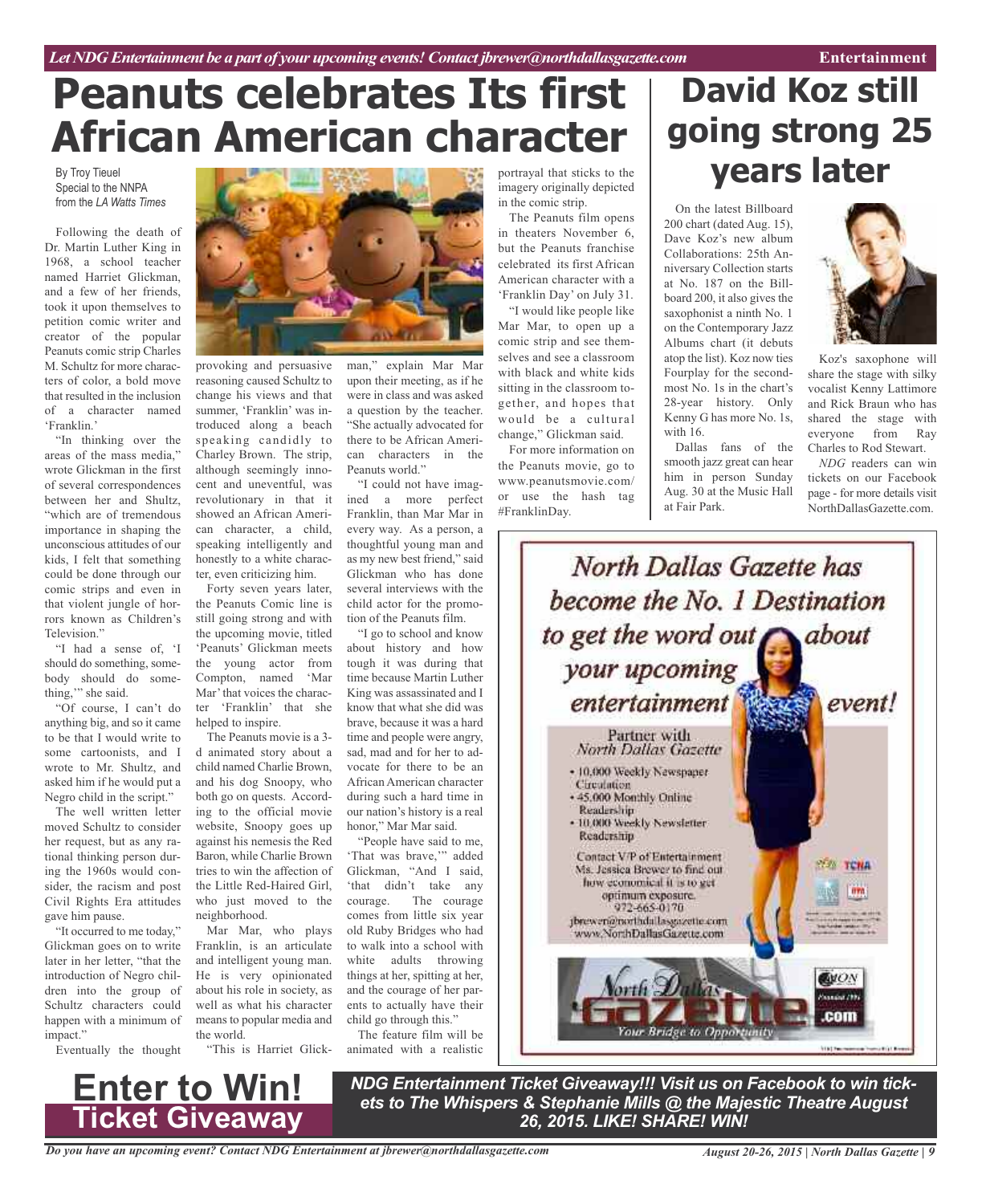# Peanuts celebrates Its first African American character

By Troy Tieuel
Special to the NNPA
from the *LA Watts Times*

Following the death of Dr. Martin Luther King in 1968, a school teacher named Harriet Glickman, and a few of her friends, took it upon themselves to petition comic writer and creator of the popular Peanuts comic strip Charles M. Schultz for more characters of color, a bold move that resulted in the inclusion of a character named 'Franklin.'

"In thinking over the areas of the mass media," wrote Glickman in the first of several correspondences between her and Shultz, "which are of tremendous importance in shaping the unconscious attitudes of our kids, I felt that something could be done through our comic strips and even in that violent jungle of horrors known as Children's Television."

"I had a sense of, 'I should do something, somebody should do something,'" she said.

"Of course, I can't do anything big, and so it came to be that I would write to some cartoonists, and I wrote to Mr. Shultz, and asked him if he would put a Negro child in the script."

The well written letter moved Schultz to consider her request, but as any rational thinking person during the 1960s would consider, the racism and post Civil Rights Era attitudes gave him pause.

"It occurred to me today," Glickman goes on to write later in her letter, "that the introduction of Negro children into the group of Schultz characters could happen with a minimum of impact."

Eventually the thought provoking and persuasive reasoning caused Schultz to change his views and that summer, 'Franklin' was introduced along a beach speaking candidly to Charley Brown. The strip, although seemingly innocent and uneventful, was revolutionary in that it showed an African American character, a child, speaking intelligently and honestly to a white character, even criticizing him.

Forty seven years later, the Peanuts Comic line is still going strong and with the upcoming movie, titled 'Peanuts' Glickman meets the young actor from Compton, named 'Mar Mar' that voices the character 'Franklin' that she helped to inspire.

The Peanuts movie is a 3-d animated story about a child named Charlie Brown, and his dog Snoopy, who both go on quests. According to the official movie website, Snoopy goes up against his nemesis the Red Baron, while Charlie Brown tries to win the affection of the Little Red-Haired Girl, who just moved to the neighborhood.

Mar Mar, who plays Franklin, is an articulate and intelligent young man. He is very opinionated about his role in society, as well as what his character means to popular media and the world.

"This is Harriet Glickman," explain Mar Mar upon their meeting, as if he were in class and was asked a question by the teacher. "She actually advocated for there to be African American characters in the Peanuts world."

"I could not have imagined a more perfect Franklin, than Mar Mar in every way. As a person, a thoughtful young man and as my new best friend," said Glickman who has done several interviews with the child actor for the promotion of the Peanuts film.

"I go to school and know about history and how tough it was during that time because Martin Luther King was assassinated and I know that what she did was brave, because it was a hard time and people were angry, sad, mad and for her to advocate for there to be an African American character during such a hard time in our nation's history is a real honor," Mar Mar said.

"People have said to me, 'That was brave,'" added Glickman, "And I said, 'that didn't take any courage. The courage comes from little six year old Ruby Bridges who had to walk into a school with white adults throwing things at her, spitting at her, and the courage of her parents to actually have their child go through this."

The feature film will be animated with a realistic portrayal that sticks to the imagery originally depicted in the comic strip.

The Peanuts film opens in theaters November 6, but the Peanuts franchise celebrated its first African American character with a 'Franklin Day' on July 31.

"I would like people like Mar Mar, to open up a comic strip and see themselves and see a classroom with black and white kids sitting in the classroom together, and hopes that would be a cultural change," Glickman said.

For more information on the Peanuts movie, go to www.peanutsmovie.com/ or use the hash tag #FranklinDay.

# David Koz still going strong 25 years later

On the latest Billboard 200 chart (dated Aug. 15), Dave Koz's new album Collaborations: 25th Anniversary Collection starts at No. 187 on the Billboard 200, it also gives the saxophonist a ninth No. 1 on the Contemporary Jazz Albums chart (it debuts atop the list). Koz now ties Fourplay for the second-most No. 1s in the chart's 28-year history. Only Kenny G has more No. 1s, with 16.

Dallas fans of the smooth jazz great can hear him in person Sunday Aug. 30 at the Music Hall at Fair Park.

Koz's saxophone will share the stage with silky vocalist Kenny Lattimore and Rick Braun who has shared the stage with everyone from Ray Charles to Rod Stewart.

*NDG* readers can win tickets on our Facebook page - for more details visit NorthDallasGazette.com.

*North Dallas Gazette has become the No. 1 Destination to get the word out about your upcoming entertainment event!*

Partner with *North Dallas Gazette*

- 10,000 Weekly Newspaper Circulation
- 45,000 Monthly Online Readership
- 10,000 Weekly Newsletter Readership

Contact V/P of Entertainment Ms. Jessica Brewer to find out how economical it is to get optimum exposure.
972-665-0170
jbrewer@northdallasgazette.com
www.NorthDallasGazette.com

North Dallas Gazette.com — Your Bridge to Opportunity

## Enter to Win! Ticket Giveaway

***NDG Entertainment Ticket Giveaway!!! Visit us on Facebook to win tickets to The Whispers & Stephanie Mills @ the Majestic Theatre August 26, 2015. LIKE! SHARE! WIN!***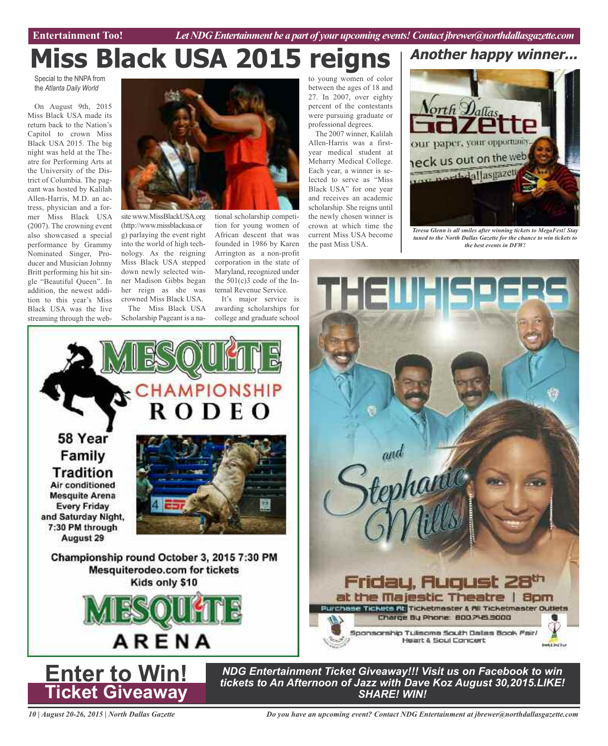# Miss Black USA 2015 reigns

Special to the NNPA from the *Atlanta Daily World*

On August 9th, 2015 Miss Black USA made its return back to the Nation's Capitol to crown Miss Black USA 2015. The big night was held at the Theatre for Performing Arts at the University of the District of Columbia. The pageant was hosted by Kalilah Allen-Harris, M.D. an actress, physician and a former Miss Black USA (2007). The crowning event also showcased a special performance by Grammy Nominated Singer, Producer and Musician Johnny Britt performing his hit single "Beautiful Queen". In addition, the newest addition to this year's Miss Black USA was the live streaming through the website www.MissBlackUSA.org (http://www.missblackusa.org) parlaying the event right into the world of high technology. As the reigning Miss Black USA stepped down newly selected winner Madison Gibbs began her reign as she was crowned Miss Black USA.

The Miss Black USA Scholarship Pageant is a national scholarship competition for young women of African descent that was founded in 1986 by Karen Arrington as a non-profit corporation in the state of Maryland, recognized under the 501(c)3 code of the Internal Revenue Service.

It's major service is awarding scholarships for college and graduate school to young women of color between the ages of 18 and 27. In 2007, over eighty percent of the contestants were pursuing graduate or professional degrees.

The 2007 winner, Kalilah Allen-Harris was a first-year medical student at Meharry Medical College. Each year, a winner is selected to serve as "Miss Black USA" for one year and receives an academic scholarship. She reigns until the newly chosen winner is crown at which time the current Miss USA become the past Miss USA.

## Another happy winner...

*Teresa Glenn is all smiles after winning tickets to MegaFest! Stay tuned to the North Dallas Gazette for the chance to win tickets to the best events in DFW!*

# Enter to Win! Ticket Giveaway

***NDG Entertainment Ticket Giveaway!!! Visit us on Facebook to win tickets to An Afternoon of Jazz with Dave Koz August 30,2015.LIKE! SHARE! WIN!***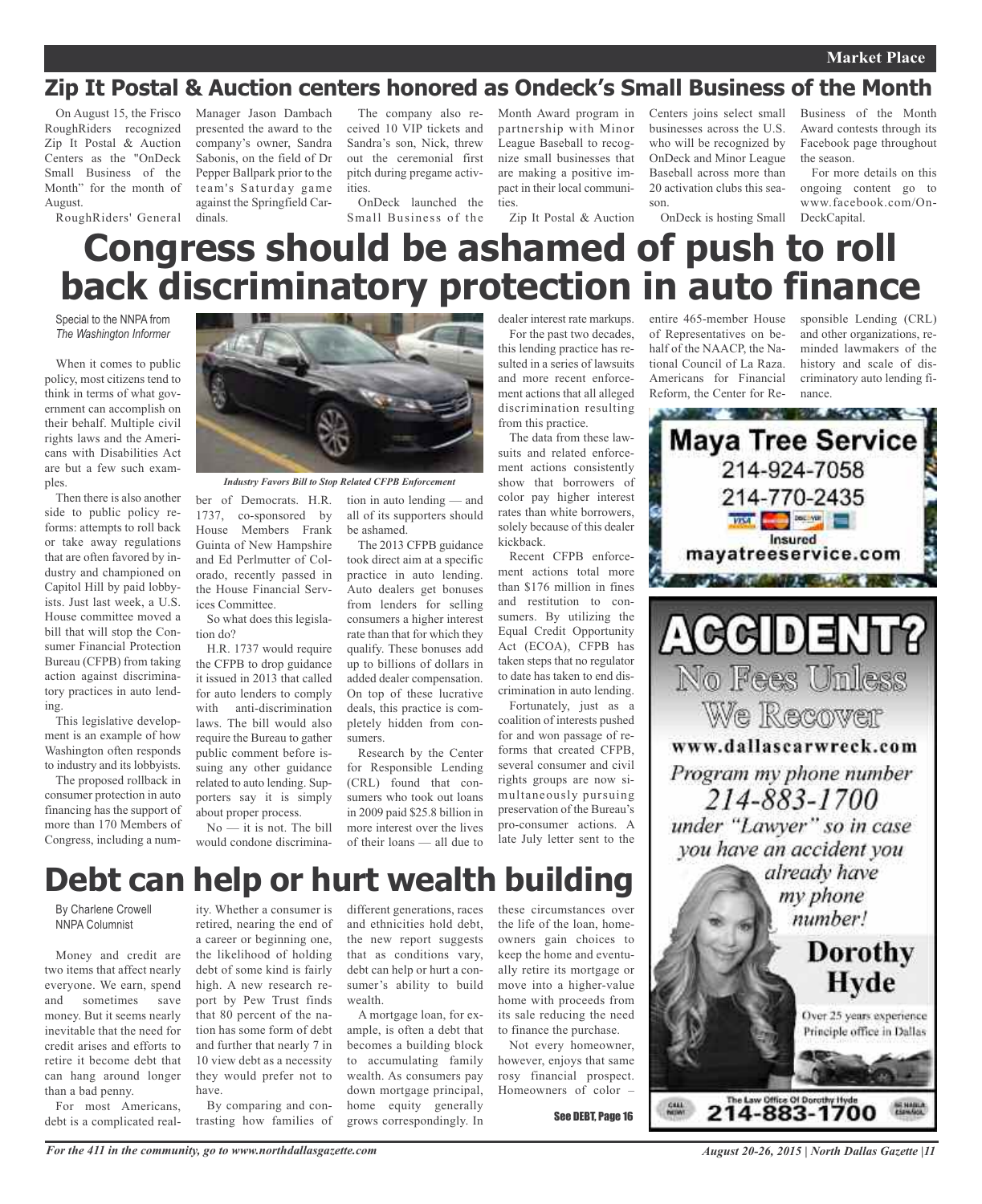## Zip It Postal & Auction centers honored as Ondeck's Small Business of the Month

On August 15, the Frisco RoughRiders recognized Zip It Postal & Auction Centers as the "OnDeck Small Business of the Month" for the month of August.

RoughRiders' General Manager Jason Dambach presented the award to the company's owner, Sandra Sabonis, on the field of Dr Pepper Ballpark prior to the team's Saturday game against the Springfield Cardinals.

The company also received 10 VIP tickets and Sandra's son, Nick, threw out the ceremonial first pitch during pregame activities.

OnDeck launched the Small Business of the Month Award program in partnership with Minor League Baseball to recognize small businesses that are making a positive impact in their local communities.

Zip It Postal & Auction Centers joins select small businesses across the U.S. who will be recognized by OnDeck and Minor League Baseball across more than 20 activation clubs this season.

OnDeck is hosting Small Business of the Month Award contests through its Facebook page throughout the season.

For more details on this ongoing content go to www.facebook.com/OnDeckCapital.

# Congress should be ashamed of push to roll back discriminatory protection in auto finance

Special to the NNPA from *The Washington Informer*

When it comes to public policy, most citizens tend to think in terms of what government can accomplish on their behalf. Multiple civil rights laws and the Americans with Disabilities Act are but a few such examples.

Then there is also another side to public policy reforms: attempts to roll back or take away regulations that are often favored by industry and championed on Capitol Hill by paid lobbyists. Just last week, a U.S. House committee moved a bill that will stop the Consumer Financial Protection Bureau (CFPB) from taking action against discriminatory practices in auto lending.

This legislative development is an example of how Washington often responds to industry and its lobbyists.

The proposed rollback in consumer protection in auto financing has the support of more than 170 Members of Congress, including a number of Democrats. H.R. 1737, co-sponsored by House Members Frank Guinta of New Hampshire and Ed Perlmutter of Colorado, recently passed in the House Financial Services Committee.

*Industry Favors Bill to Stop Related CFPB Enforcement*

So what does this legislation do?

H.R. 1737 would require the CFPB to drop guidance it issued in 2013 that called for auto lenders to comply with anti-discrimination laws. The bill would also require the Bureau to gather public comment before issuing any other guidance related to auto lending. Supporters say it is simply about proper process.

No — it is not. The bill would condone discrimination in auto lending — and all of its supporters should be ashamed.

The 2013 CFPB guidance took direct aim at a specific practice in auto lending. Auto dealers get bonuses from lenders for selling consumers a higher interest rate than that for which they qualify. These bonuses add up to billions of dollars in added dealer compensation. On top of these lucrative deals, this practice is completely hidden from consumers.

Research by the Center for Responsible Lending (CRL) found that consumers who took out loans in 2009 paid $25.8 billion in more interest over the lives of their loans — all due to dealer interest rate markups.

For the past two decades, this lending practice has resulted in a series of lawsuits and more recent enforcement actions that all alleged discrimination resulting from this practice.

The data from these lawsuits and related enforcement actions consistently show that borrowers of color pay higher interest rates than white borrowers, solely because of this dealer kickback.

Recent CFPB enforcement actions total more than $176 million in fines and restitution to consumers. By utilizing the Equal Credit Opportunity Act (ECOA), CFPB has taken steps that no regulator to date has taken to end discrimination in auto lending.

Fortunately, just as a coalition of interests pushed for and won passage of reforms that created CFPB, several consumer and civil rights groups are now simultaneously pursuing preservation of the Bureau's pro-consumer actions. A late July letter sent to the entire 465-member House of Representatives on behalf of the NAACP, the National Council of La Raza. Americans for Financial Reform, the Center for Responsible Lending (CRL) and other organizations, reminded lawmakers of the history and scale of discriminatory auto lending finance.

**Maya Tree Service**
214-924-7058
214-770-2435
Insured
mayatreeservice.com

**ACCIDENT?**
No Fees Unless We Recover
www.dallascarwreck.com
*Program my phone number 214-883-1700 under "Lawyer" so in case you have an accident you already have my phone number!*
**Dorothy Hyde**
Over 25 years experience
Principle office in Dallas
The Law Office Of Dorothy Hyde
214-883-1700

# Debt can help or hurt wealth building

By Charlene Crowell
NNPA Columnist

Money and credit are two items that affect nearly everyone. We earn, spend and sometimes save money. But it seems nearly inevitable that the need for credit arises and efforts to retire it become debt that can hang around longer than a bad penny.

For most Americans, debt is a complicated reality. Whether a consumer is retired, nearing the end of a career or beginning one, the likelihood of holding debt of some kind is fairly high. A new research report by Pew Trust finds that 80 percent of the nation has some form of debt and further that nearly 7 in 10 view debt as a necessity they would prefer not to have.

By comparing and contrasting how families of different generations, races and ethnicities hold debt, the new report suggests that as conditions vary, debt can help or hurt a consumer's ability to build wealth.

A mortgage loan, for example, is often a debt that becomes a building block to accumulating family wealth. As consumers pay down mortgage principal, home equity generally grows correspondingly. In these circumstances over the life of the loan, homeowners gain choices to keep the home and eventually retire its mortgage or move into a higher-value home with proceeds from its sale reducing the need to finance the purchase.

Not every homeowner, however, enjoys that same rosy financial prospect. Homeowners of color –

**See DEBT, Page 16**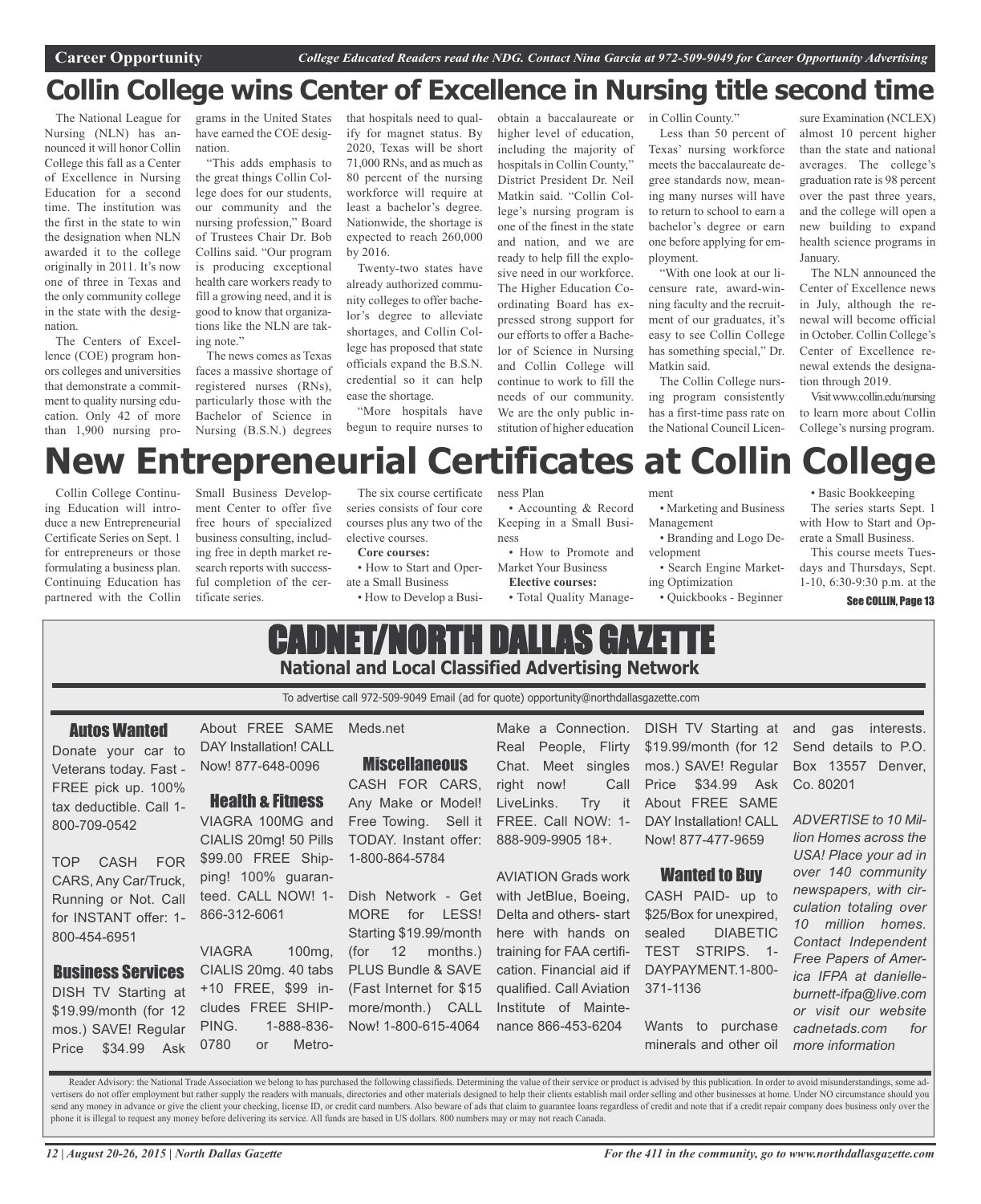**Career Opportunity** *College Educated Readers read the NDG. Contact Nina Garcia at 972-509-9049 for Career Opportunity Advertising*

# Collin College wins Center of Excellence in Nursing title second time

The National League for Nursing (NLN) has announced it will honor Collin College this fall as a Center of Excellence in Nursing Education for a second time. The institution was the first in the state to win the designation when NLN awarded it to the college originally in 2011. It's now one of three in Texas and the only community college in the state with the designation.

The Centers of Excellence (COE) program honors colleges and universities that demonstrate a commitment to quality nursing education. Only 42 of more than 1,900 nursing programs in the United States have earned the COE designation.

"This adds emphasis to the great things Collin College does for our students, our community and the nursing profession," Board of Trustees Chair Dr. Bob Collins said. "Our program is producing exceptional health care workers ready to fill a growing need, and it is good to know that organizations like the NLN are taking note."

The news comes as Texas faces a massive shortage of registered nurses (RNs), particularly those with the Bachelor of Science in Nursing (B.S.N.) degrees that hospitals need to qualify for magnet status. By 2020, Texas will be short 71,000 RNs, and as much as 80 percent of the nursing workforce will require at least a bachelor's degree. Nationwide, the shortage is expected to reach 260,000 by 2016.

Twenty-two states have already authorized community colleges to offer bachelor's degree to alleviate shortages, and Collin College has proposed that state officials expand the B.S.N. credential so it can help ease the shortage.

"More hospitals have begun to require nurses to obtain a baccalaureate or higher level of education, including the majority of hospitals in Collin County," District President Dr. Neil Matkin said. "Collin College's nursing program is one of the finest in the state and nation, and we are ready to help fill the explosive need in our workforce. The Higher Education Coordinating Board has expressed strong support for our efforts to offer a Bachelor of Science in Nursing and Collin College will continue to work to fill the needs of our community. We are the only public institution of higher education in Collin County."

Less than 50 percent of Texas' nursing workforce meets the baccalaureate degree standards now, meaning many nurses will have to return to school to earn a bachelor's degree or earn one before applying for employment.

"With one look at our licensure rate, award-winning faculty and the recruitment of our graduates, it's easy to see Collin College has something special," Dr. Matkin said.

The Collin College nursing program consistently has a first-time pass rate on the National Council Licensure Examination (NCLEX) almost 10 percent higher than the state and national averages. The college's graduation rate is 98 percent over the past three years, and the college will open a new building to expand health science programs in January.

The NLN announced the Center of Excellence news in July, although the renewal will become official in October. Collin College's Center of Excellence renewal extends the designation through 2019.

Visit www.collin.edu/nursing to learn more about Collin College's nursing program.

# New Entrepreneurial Certificates at Collin College

Collin College Continuing Education will introduce a new Entrepreneurial Certificate Series on Sept. 1 for entrepreneurs or those formulating a business plan. Continuing Education has partnered with the Collin Small Business Development Center to offer five free hours of specialized business consulting, including free in depth market research reports with successful completion of the certificate series.

The six course certificate series consists of four core courses plus any two of the elective courses.

**Core courses:**

- How to Start and Operate a Small Business
- How to Develop a Business Plan
- Accounting & Record Keeping in a Small Business
- How to Promote and Market Your Business

**Elective courses:**

- Total Quality Management
- Marketing and Business Management
- Branding and Logo Development
- Search Engine Marketing Optimization
- Quickbooks - Beginner
- Basic Bookkeeping

The series starts Sept. 1 with How to Start and Operate a Small Business.

This course meets Tuesdays and Thursdays, Sept. 1-10, 6:30-9:30 p.m. at the

See COLLIN, Page 13

# CADNET/NORTH DALLAS GAZETTE

## National and Local Classified Advertising Network

To advertise call 972-509-9049 Email (ad for quote) opportunity@northdallasgazette.com

### Autos Wanted

Donate your car to Veterans today. Fast - FREE pick up. 100% tax deductible. Call 1-800-709-0542

TOP CASH FOR CARS, Any Car/Truck, Running or Not. Call for INSTANT offer: 1-800-454-6951

### Business Services

DISH TV Starting at $19.99/month (for 12 mos.) SAVE! Regular Price $34.99 Ask About FREE SAME DAY Installation! CALL Now! 877-648-0096

### Health & Fitness

VIAGRA 100MG and CIALIS 20mg! 50 Pills $99.00 FREE Shipping! 100% guaranteed. CALL NOW! 1-866-312-6061

VIAGRA 100mg, CIALIS 20mg. 40 tabs +10 FREE, $99 includes FREE SHIPPING. 1-888-836-0780 or Metro-Meds.net

### Miscellaneous

CASH FOR CARS, Any Make or Model! Free Towing. Sell it TODAY. Instant offer: 1-800-864-5784

Dish Network - Get MORE for LESS! Starting $19.99/month (for 12 months.) PLUS Bundle & SAVE (Fast Internet for $15 more/month.) CALL Now! 1-800-615-4064

Make a Connection. Real People, Flirty Chat. Meet singles right now! Call LiveLinks. Try it FREE. Call NOW: 1-888-909-9905 18+.

AVIATION Grads work with JetBlue, Boeing, Delta and others- start here with hands on training for FAA certification. Financial aid if qualified. Call Aviation Institute of Maintenance 866-453-6204

DISH TV Starting at $19.99/month (for 12 mos.) SAVE! Regular Price $34.99 Ask About FREE SAME DAY Installation! CALL Now! 877-477-9659

### Wanted to Buy

CASH PAID- up to $25/Box for unexpired, sealed DIABETIC TEST STRIPS. 1-DAYPAYMENT.1-800-371-1136

Wants to purchase minerals and other oil and gas interests. Send details to P.O. Box 13557 Denver, Co. 80201

*ADVERTISE to 10 Million Homes across the USA! Place your ad in over 140 community newspapers, with circulation totaling over 10 million homes. Contact Independent Free Papers of America IFPA at danielle-burnett-ifpa@live.com or visit our website cadnetads.com for more information*

Reader Advisory: the National Trade Association we belong to has purchased the following classifieds. Determining the value of their service or product is advised by this publication. In order to avoid misunderstandings, some advertisers do not offer employment but rather supply the readers with manuals, directories and other materials designed to help their clients establish mail order selling and other businesses at home. Under NO circumstance should you send any money in advance or give the client your checking, license ID, or credit card numbers. Also beware of ads that claim to guarantee loans regardless of credit and note that if a credit repair company does business only over the phone it is illegal to request any money before delivering its service. All funds are based in US dollars. 800 numbers may or may not reach Canada.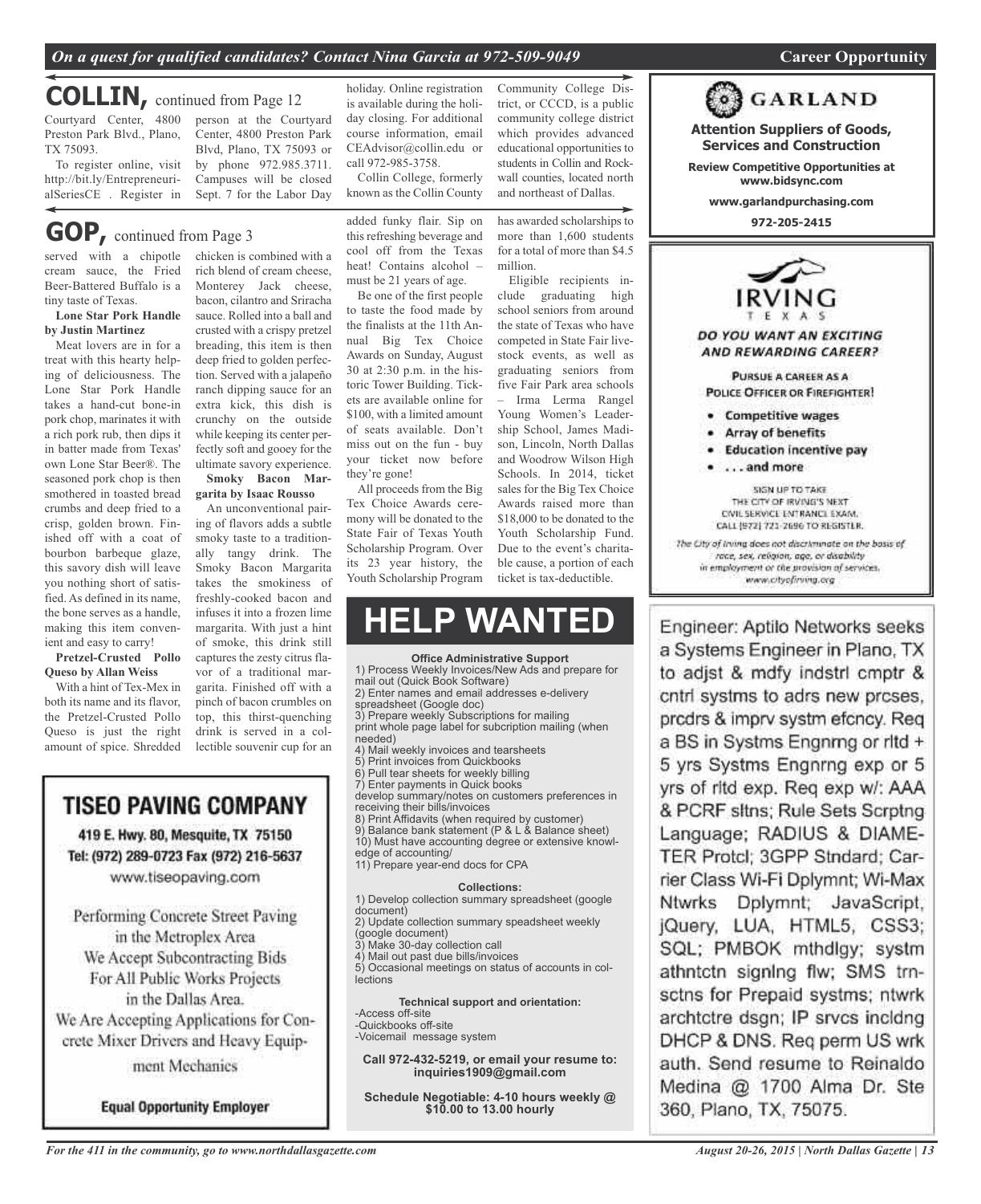## COLLIN, continued from Page 12

Courtyard Center, 4800 Preston Park Blvd., Plano, TX 75093.

To register online, visit http://bit.ly/EntrepreneurialSeriesCE . Register in person at the Courtyard Center, 4800 Preston Park Blvd, Plano, TX 75093 or by phone 972.985.3711. Campuses will be closed Sept. 7 for the Labor Day holiday. Online registration is available during the holiday closing. For additional course information, email CEAdvisor@collin.edu or call 972-985-3758.

Collin College, formerly known as the Collin County Community College District, or CCCD, is a public community college district which provides advanced educational opportunities to students in Collin and Rockwall counties, located north and northeast of Dallas.

## GOP, continued from Page 3

served with a chipotle cream sauce, the Fried Beer-Battered Buffalo is a tiny taste of Texas.

**Lone Star Pork Handle by Justin Martinez**

Meat lovers are in for a treat with this hearty helping of deliciousness. The Lone Star Pork Handle takes a hand-cut bone-in pork chop, marinates it with a rich pork rub, then dips it in batter made from Texas' own Lone Star Beer®. The seasoned pork chop is then smothered in toasted bread crumbs and deep fried to a crisp, golden brown. Finished off with a coat of bourbon barbeque glaze, this savory dish will leave you nothing short of satisfied. As defined in its name, the bone serves as a handle, making this item convenient and easy to carry!

**Pretzel-Crusted Pollo Queso by Allan Weiss**

With a hint of Tex-Mex in both its name and its flavor, the Pretzel-Crusted Pollo Queso is just the right amount of spice. Shredded chicken is combined with a rich blend of cream cheese, Monterey Jack cheese, bacon, cilantro and Sriracha sauce. Rolled into a ball and crusted with a crispy pretzel breading, this item is then deep fried to golden perfection. Served with a jalapeño ranch dipping sauce for an extra kick, this dish is crunchy on the outside while keeping its center perfectly soft and gooey for the ultimate savory experience.

**Smoky Bacon Margarita by Isaac Rousso**

An unconventional pairing of flavors adds a subtle smoky taste to a traditionally tangy drink. The Smoky Bacon Margarita takes the smokiness of freshly-cooked bacon and infuses it into a frozen lime margarita. With just a hint of smoke, this drink still captures the zesty citrus flavor of a traditional margarita. Finished off with a pinch of bacon crumbles on top, this thirst-quenching drink is served in a collectible souvenir cup for an added funky flair. Sip on this refreshing beverage and cool off from the Texas heat! Contains alcohol – must be 21 years of age.

Be one of the first people to taste the food made by the finalists at the 11th Annual Big Tex Choice Awards on Sunday, August 30 at 2:30 p.m. in the historic Tower Building. Tickets are available online for $100, with a limited amount of seats available. Don't miss out on the fun - buy your ticket now before they're gone!

All proceeds from the Big Tex Choice Awards ceremony will be donated to the State Fair of Texas Youth Scholarship Program. Over its 23 year history, the Youth Scholarship Program has awarded scholarships to more than 1,600 students for a total of more than $4.5 million.

Eligible recipients include graduating high school seniors from around the state of Texas who have competed in State Fair livestock events, as well as graduating seniors from five Fair Park area schools – Irma Lerma Rangel Young Women's Leadership School, James Madison, Lincoln, North Dallas and Woodrow Wilson High Schools. In 2014, ticket sales for the Big Tex Choice Awards raised more than $18,000 to be donated to the Youth Scholarship Fund. Due to the event's charitable cause, a portion of each ticket is tax-deductible.

## TISEO PAVING COMPANY

419 E. Hwy. 80, Mesquite, TX 75150
Tel: (972) 289-0723 Fax (972) 216-5637
www.tiseopaving.com

Performing Concrete Street Paving in the Metroplex Area
We Accept Subcontracting Bids For All Public Works Projects in the Dallas Area.
We Are Accepting Applications for Concrete Mixer Drivers and Heavy Equipment Mechanics

**Equal Opportunity Employer**

# HELP WANTED

**Office Administrative Support**

1) Process Weekly Invoices/New Ads and prepare for mail out (Quick Book Software)
2) Enter names and email addresses e-delivery spreadsheet (Google doc)
3) Prepare weekly Subscriptions for mailing print whole page label for subcription mailing (when needed)
4) Mail weekly invoices and tearsheets
5) Print invoices from Quickbooks
6) Pull tear sheets for weekly billing
7) Enter payments in Quick books develop summary/notes on customers preferences in receiving their bills/invoices
8) Print Affidavits (when required by customer)
9) Balance bank statement (P & L & Balance sheet)
10) Must have accounting degree or extensive knowledge of accounting/
11) Prepare year-end docs for CPA

**Collections:**

1) Develop collection summary spreadsheet (google document)
2) Update collection summary speadsheet weekly (google document)
3) Make 30-day collection call
4) Mail out past due bills/invoices
5) Occasional meetings on status of accounts in collections

**Technical support and orientation:**

-Access off-site
-Quickbooks off-site
-Voicemail message system

**Call 972-432-5219, or email your resume to: inquiries1909@gmail.com**

**Schedule Negotiable: 4-10 hours weekly @ $10.00 to 13.00 hourly**

## GARLAND

**Attention Suppliers of Goods, Services and Construction**

**Review Competitive Opportunities at www.bidsync.com**

**www.garlandpurchasing.com**

**972-205-2415**

## IRVING TEXAS

***DO YOU WANT AN EXCITING AND REWARDING CAREER?***

PURSUE A CAREER AS A POLICE OFFICER OR FIREFIGHTER!

- Competitive wages
- Array of benefits
- Education incentive pay
- . . . and more

SIGN UP TO TAKE THE CITY OF IRVING'S NEXT CIVIL SERVICE ENTRANCE EXAM. CALL (972) 721-2696 TO REGISTER.

*The City of Irving does not discriminate on the basis of race, sex, religion, age, or disability in employment or the provision of services. www.cityofirving.org*

Engineer: Aptilo Networks seeks a Systems Engineer in Plano, TX to adjst & mdfy indstrl cmptr & cntrl systms to adrs new prcses, prcdrs & imprv systm efcncy. Req a BS in Systms Engnrng or rltd + 5 yrs Systms Engnrng exp or 5 yrs of rltd exp. Req exp w/: AAA & PCRF sltns; Rule Sets Scrptng Language; RADIUS & DIAMETER Protcl; 3GPP Stndard; Carrier Class Wi-Fi Dplymnt; Wi-Max Ntwrks Dplymnt; JavaScript, jQuery, LUA, HTML5, CSS3; SQL; PMBOK mthdlgy; systm athntctn signlng flw; SMS trnsctns for Prepaid systms; ntwrk archtctre dsgn; IP srvcs incldng DHCP & DNS. Req perm US wrk auth. Send resume to Reinaldo Medina @ 1700 Alma Dr. Ste 360, Plano, TX, 75075.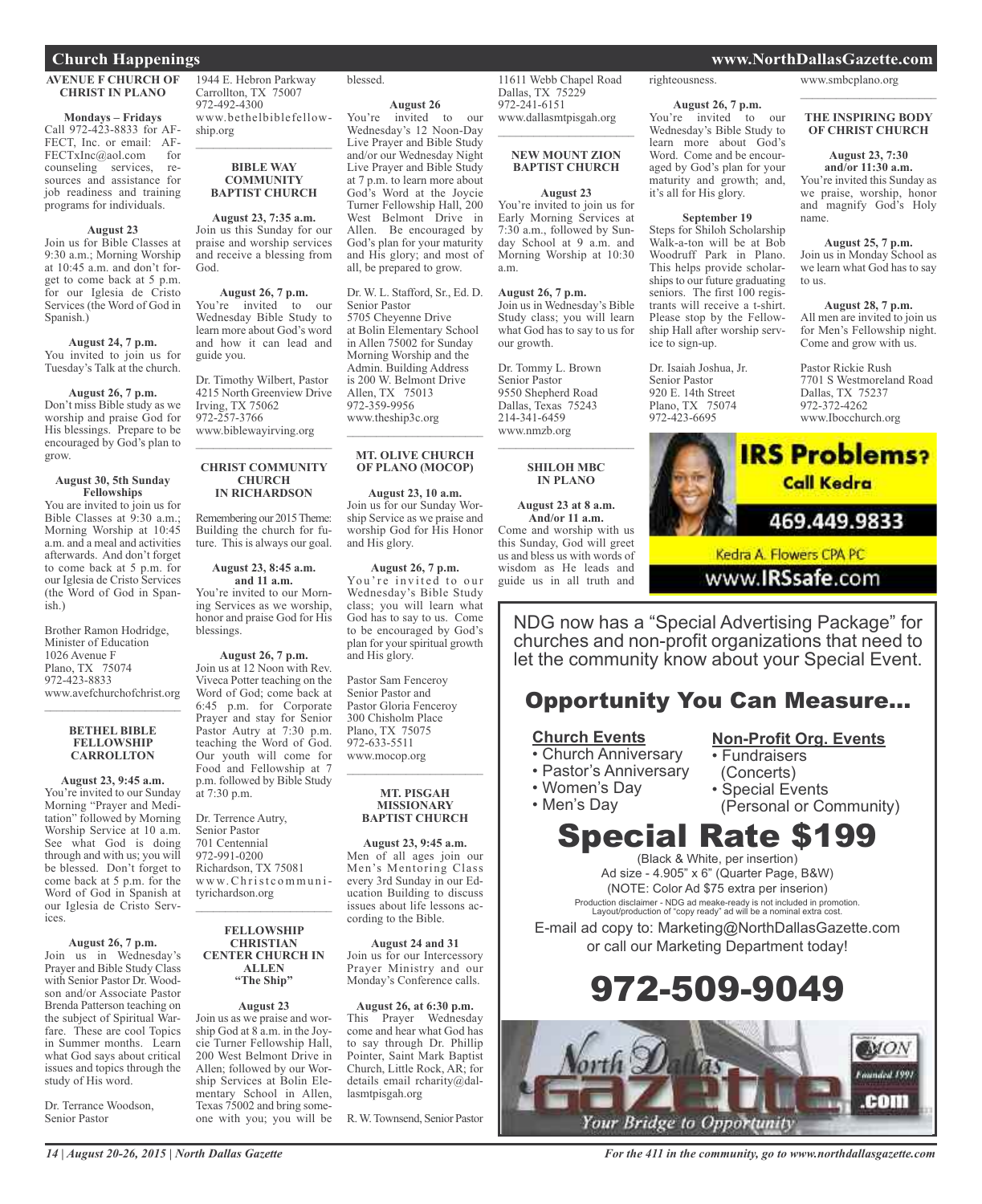## Church Happenings

### AVENUE F CHURCH OF CHRIST IN PLANO

**Mondays – Fridays**
Call 972-423-8833 for AFFECT, Inc. or email: AFFECTxInc@aol.com for counseling services, resources and assistance for job readiness and training programs for individuals.

**August 23**
Join us for Bible Classes at 9:30 a.m.; Morning Worship at 10:45 a.m. and don't forget to come back at 5 p.m. for our Iglesia de Cristo Services (the Word of God in Spanish.)

**August 24, 7 p.m.**
You invited to join us for Tuesday's Talk at the church.

**August 26, 7 p.m.**
Don't miss Bible study as we worship and praise God for His blessings. Prepare to be encouraged by God's plan to grow.

**August 30, 5th Sunday Fellowships**
You are invited to join us for Bible Classes at 9:30 a.m.; Morning Worship at 10:45 a.m. and a meal and activities afterwards. And don't forget to come back at 5 p.m. for our Iglesia de Cristo Services (the Word of God in Spanish.)

Brother Ramon Hodridge,
Minister of Education
1026 Avenue F
Plano, TX 75074
972-423-8833
www.avefchurchofchrist.org

---

### BETHEL BIBLE FELLOWSHIP CARROLLTON

**August 23, 9:45 a.m.**
You're invited to our Sunday Morning "Prayer and Meditation" followed by Morning Worship Service at 10 a.m. See what God is doing through and with us; you will be blessed. Don't forget to come back at 5 p.m. for the Word of God in Spanish at our Iglesia de Cristo Services.

**August 26, 7 p.m.**
Join us in Wednesday's Prayer and Bible Study Class with Senior Pastor Dr. Woodson and/or Associate Pastor Brenda Patterson teaching on the subject of Spiritual Warfare. These are cool Topics in Summer months. Learn what God says about critical issues and topics through the study of His word.

Dr. Terrance Woodson,
Senior Pastor
1944 E. Hebron Parkway
Carrollton, TX 75007
972-492-4300
www.bethelbiblefellowship.org

---

### BIBLE WAY COMMUNITY BAPTIST CHURCH

**August 23, 7:35 a.m.**
Join us this Sunday for our praise and worship services and receive a blessing from God.

**August 26, 7 p.m.**
You're invited to our Wednesday Bible Study to learn more about God's word and how it can lead and guide you.

Dr. Timothy Wilbert, Pastor
4215 North Greenview Drive
Irving, TX 75062
972-257-3766
www.biblewayirving.org

---

### CHRIST COMMUNITY CHURCH IN RICHARDSON

Remembering our 2015 Theme: Building the church for future. This is always our goal.

**August 23, 8:45 a.m. and 11 a.m.**
You're invited to our Morning Services as we worship, honor and praise God for His blessings.

**August 26, 7 p.m.**
Join us at 12 Noon with Rev. Viveca Potter teaching on the Word of God; come back at 6:45 p.m. for Corporate Prayer and stay for Senior Pastor Autry at 7:30 p.m. teaching the Word of God. Our youth will come for Food and Fellowship at 7 p.m. followed by Bible Study at 7:30 p.m.

Dr. Terrence Autry,
Senior Pastor
701 Centennial
972-991-0200
Richardson, TX 75081
www.Christcommunityrichardson.org

---

### FELLOWSHIP CHRISTIAN CENTER CHURCH IN ALLEN "The Ship"

**August 23**
Join us as we praise and worship God at 8 a.m. in the Joycie Turner Fellowship Hall, 200 West Belmont Drive in Allen; followed by our Worship Services at Bolin Elementary School in Allen, Texas 75002 and bring someone with you; you will be blessed.

**August 26**
You're invited to our Wednesday's 12 Noon-Day Live Prayer and Bible Study and/or our Wednesday Night Live Prayer and Bible Study at 7 p.m. to learn more about God's Word at the Joycie Turner Fellowship Hall, 200 West Belmont Drive in Allen. Be encouraged by God's plan for your maturity and His glory; and most of all, be prepared to grow.

Dr. W. L. Stafford, Sr., Ed. D.
Senior Pastor
5705 Cheyenne Drive
at Bolin Elementary School in Allen 75002 for Sunday Morning Worship and the Admin. Building Address is 200 W. Belmont Drive
Allen, TX 75013
972-359-9956
www.theship3c.org

---

### MT. OLIVE CHURCH OF PLANO (MOCOP)

**August 23, 10 a.m.**
Join us for our Sunday Worship Service as we praise and worship God for His Honor and His glory.

**August 26, 7 p.m.**
You're invited to our Wednesday's Bible Study class; you will learn what God has to say to us. Come to be encouraged by God's plan for your spiritual growth and His glory.

Pastor Sam Fenceroy
Senior Pastor and
Pastor Gloria Fenceroy
300 Chisholm Place
Plano, TX 75075
972-633-5511
www.mocop.org

---

### MT. PISGAH MISSIONARY BAPTIST CHURCH

**August 23, 9:45 a.m.**
Men of all ages join our Men's Mentoring Class every 3rd Sunday in our Education Building to discuss issues about life lessons according to the Bible.

**August 24 and 31**
Join us for our Intercessory Prayer Ministry and our Monday's Conference calls.

**August 26, at 6:30 p.m.**
This Prayer Wednesday come and hear what God has to say through Dr. Phillip Pointer, Saint Mark Baptist Church, Little Rock, AR; for details email rcharity@dallasmtpisgah.org

R. W. Townsend, Senior Pastor
11611 Webb Chapel Road
Dallas, TX 75229
972-241-6151
www.dallasmtpisgah.org

---

### NEW MOUNT ZION BAPTIST CHURCH

**August 23**
You're invited to join us for Early Morning Services at 7:30 a.m., followed by Sunday School at 9 a.m. and Morning Worship at 10:30 a.m.

**August 26, 7 p.m.**
Join us in Wednesday's Bible Study class; you will learn what God has to say to us for our growth.

Dr. Tommy L. Brown
Senior Pastor
9550 Shepherd Road
Dallas, Texas 75243
214-341-6459
www.nmzb.org

---

### SHILOH MBC IN PLANO

**August 23 at 8 a.m. And/or 11 a.m.**
Come and worship with us this Sunday, God will greet us and bless us with words of wisdom as He leads and guide us in all truth and righteousness.

**August 26, 7 p.m.**
You're invited to our Wednesday's Bible Study to learn more about God's Word. Come and be encouraged by God's plan for your maturity and growth; and, it's all for His glory.

**September 19**
Steps for Shiloh Scholarship Walk-a-ton will be at Bob Woodruff Park in Plano. This helps provide scholarships to our future graduating seniors. The first 100 registrants will receive a t-shirt. Please stop by the Fellowship Hall after worship service to sign-up.

Dr. Isaiah Joshua, Jr.
Senior Pastor
920 E. 14th Street
Plano, TX 75074
972-423-6695
www.smbcplano.org

---

### THE INSPIRING BODY OF CHRIST CHURCH

**August 23, 7:30 and/or 11:30 a.m.**
You're invited this Sunday as we praise, worship, honor and magnify God's Holy name.

**August 25, 7 p.m.**
Join us in Monday School as we learn what God has to say to us.

**August 28, 7 p.m.**
All men are invited to join us for Men's Fellowship night. Come and grow with us.

Pastor Rickie Rush
7701 S Westmoreland Road
Dallas, TX 75237
972-372-4262
www.Ibocchurch.org

---

**IRS Problems? Call Kedra**
469.449.9833
Kedra A. Flowers CPA PC
www.IRSsafe.com

---

NDG now has a "Special Advertising Package" for churches and non-profit organizations that need to let the community know about your Special Event.

## Opportunity You Can Measure...

**Church Events**
- Church Anniversary
- Pastor's Anniversary
- Women's Day
- Men's Day

**Non-Profit Org. Events**
- Fundraisers (Concerts)
- Special Events (Personal or Community)

## Special Rate $199

(Black & White, per insertion)
Ad size - 4.905" x 6" (Quarter Page, B&W)
(NOTE: Color Ad $75 extra per inserion)
Production disclaimer - NDG ad meake-ready is not included in promotion. Layout/production of "copy ready" ad will be a nominal extra cost.

E-mail ad copy to: Marketing@NorthDallasGazette.com or call our Marketing Department today!

## 972-509-9049

North Dallas Gazette .com — Your Bridge to Opportunity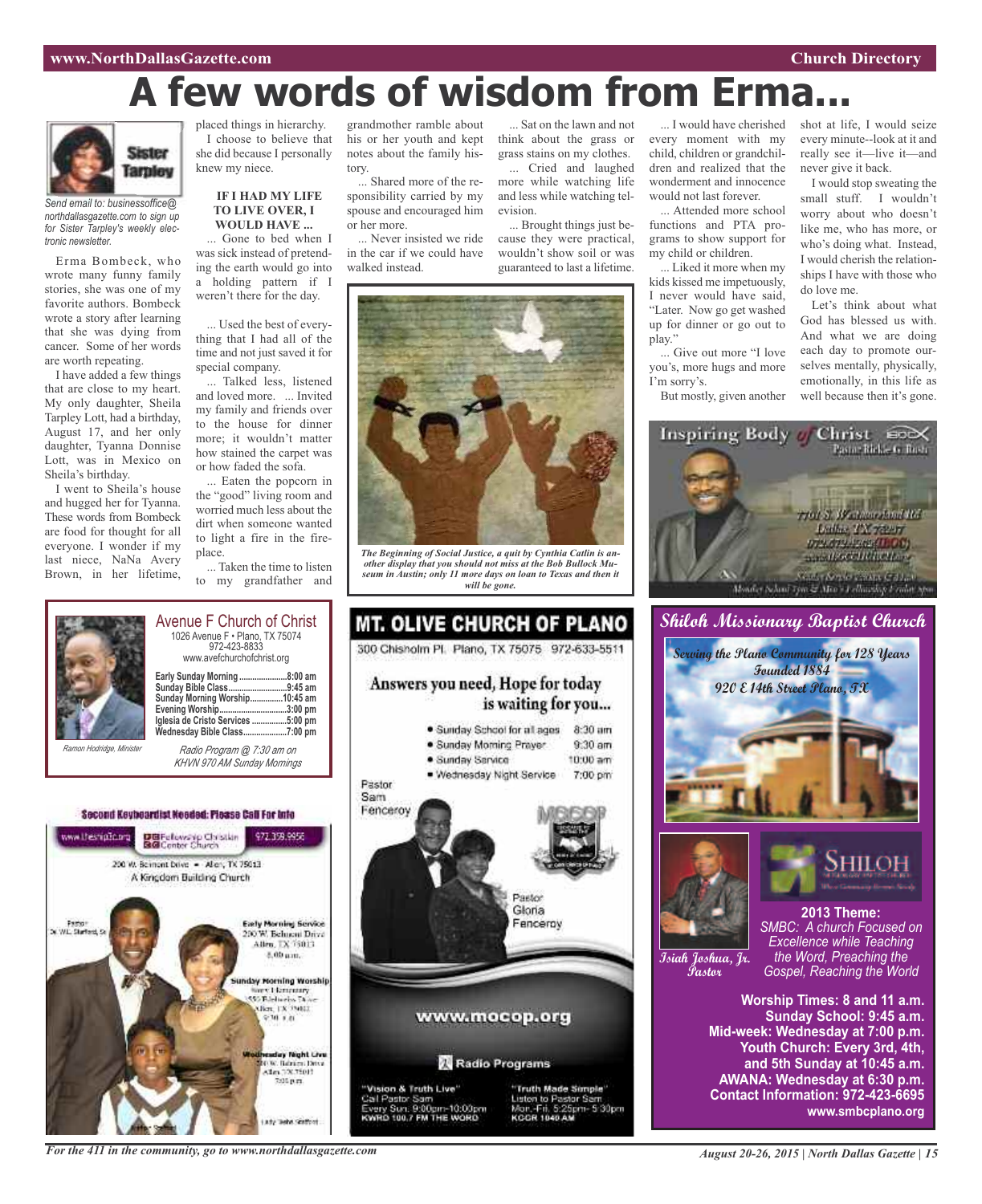# A few words of wisdom from Erma...

Sister Tarpley

*Send email to: businessoffice@northdallasgazette.com to sign up for Sister Tarpley's weekly electronic newsletter.*

Erma Bombeck, who wrote many funny family stories, she was one of my favorite authors. Bombeck wrote a story after learning that she was dying from cancer. Some of her words are worth repeating.

I have added a few things that are close to my heart. My only daughter, Sheila Tarpley Lott, had a birthday, August 17, and her only daughter, Tyanna Donnise Lott, was in Mexico on Sheila's birthday.

I went to Sheila's house and hugged her for Tyanna. These words from Bombeck are food for thought for all everyone. I wonder if my last niece, NaNa Avery Brown, in her lifetime, placed things in hierarchy.

I choose to believe that she did because I personally knew my niece.

**IF I HAD MY LIFE TO LIVE OVER, I WOULD HAVE ...**

... Gone to bed when I was sick instead of pretending the earth would go into a holding pattern if I weren't there for the day.

... Used the best of everything that I had all of the time and not just saved it for special company.

... Talked less, listened and loved more. ... Invited my family and friends over to the house for dinner more; it wouldn't matter how stained the carpet was or how faded the sofa.

... Eaten the popcorn in the "good" living room and worried much less about the dirt when someone wanted to light a fire in the fireplace.

... Taken the time to listen to my grandfather and grandmother ramble about his or her youth and kept notes about the family history.

... Shared more of the responsibility carried by my spouse and encouraged him or her more.

... Never insisted we ride in the car if we could have walked instead.

... Sat on the lawn and not think about the grass or grass stains on my clothes.

... Cried and laughed more while watching life and less while watching television.

... Brought things just because they were practical, wouldn't show soil or was guaranteed to last a lifetime.

... I would have cherished every moment with my child, children or grandchildren and realized that the wonderment and innocence would not last forever.

... Attended more school functions and PTA programs to show support for my child or children.

... Liked it more when my kids kissed me impetuously, I never would have said, "Later. Now go get washed up for dinner or go out to play."

... Give out more "I love you's, more hugs and more I'm sorry's.

But mostly, given another shot at life, I would seize every minute--look at it and really see it—live it—and never give it back.

I would stop sweating the small stuff. I wouldn't worry about who doesn't like me, who has more, or who's doing what. Instead, I would cherish the relationships I have with those who do love me.

Let's think about what God has blessed us with. And what we are doing each day to promote ourselves mentally, physically, emotionally, in this life as well because then it's gone.

*The Beginning of Social Justice, a quit by Cynthia Catlin is another display that you should not miss at the Bob Bullock Museum in Austin; only 11 more days on loan to Texas and then it will be gone.*

---

**Inspiring Body of Christ** (IBOC)
Pastor Rickie G. Rush

---

## Avenue F Church of Christ

1026 Avenue F • Plano, TX 75074
972-423-8833
www.avefchurchofchrist.org

Early Sunday Morning ..................8:00 am
Sunday Bible Class........................9:45 am
Sunday Morning Worship..............10:45 am
Evening Worship...........................3:00 pm
Iglesia de Cristo Services ..............5:00 pm
Wednesday Bible Class..................7:00 pm

Ramon Hodridge, Minister

*Radio Program @ 7:30 am on KHVN 970 AM Sunday Mornings*

---

## MT. OLIVE CHURCH OF PLANO

300 Chisholm Pl. Plano, TX 75075 972-633-5511

**Answers you need, Hope for today is waiting for you...**

- Sunday School for all ages 8:30 am
- Sunday Morning Prayer 9:30 am
- Sunday Service 10:00 am
- Wednesday Night Service 7:00 pm

Pastor Sam Fenceroy

Pastor Gloria Fenceroy

www.mocop.org

**Radio Programs**

"Vision & Truth Live"
Call Pastor Sam
Every Sun. 9:00pm-10:00pm
KWRD 100.7 FM THE WORD

"Truth Made Simple"
Listen to Pastor Sam
Mon.-Fri. 5:25pm- 5:30pm
KCGR 1040 AM

---

## Shiloh Missionary Baptist Church

*Serving the Plano Community for 128 Years*
*Founded 1884*
*920 E 14th Street Plano, TX*

Isiah Joshua, Jr.
Pastor

**2013 Theme:**
*SMBC: A church Focused on Excellence while Teaching the Word, Preaching the Gospel, Reaching the World*

**Worship Times: 8 and 11 a.m.**
**Sunday School: 9:45 a.m.**
**Mid-week: Wednesday at 7:00 p.m.**
**Youth Church: Every 3rd, 4th, and 5th Sunday at 10:45 a.m.**
**AWANA: Wednesday at 6:30 p.m.**
**Contact Information: 972-423-6695**
**www.smbcplano.org**

---

**Second Keyboardist Needed: Please Call For Info**

www.thefcc.org
Fellowship Christian Center Church
972.359.9956

200 W. Belmont Drive • Allen, TX 75013
A Kingdom Building Church

Pastor Dr. W.L. Stafford, Sr.

**Early Morning Service**
200 W. Belmont Drive
Allen, TX 75013
8:00 a.m.

**Sunday Morning Worship**
Story Elementary
550 Fellowship Drive
Allen, TX 75013
9:30 a.m.

**Wednesday Night Live**
200 W. Belmont Drive
Allen, TX 75013
7:00 p.m.

Lady Tosha Stafford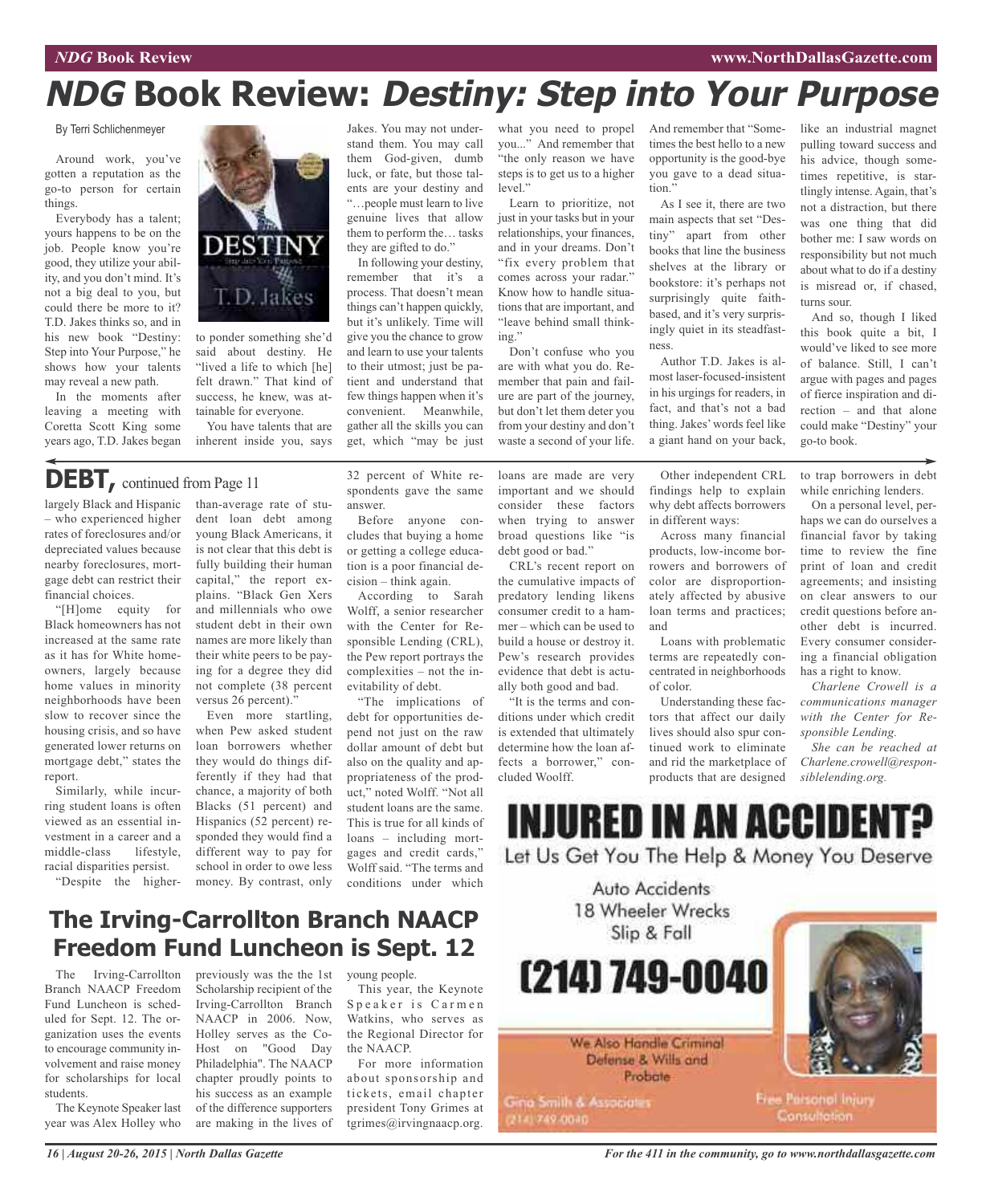# NDG Book Review: *Destiny: Step into Your Purpose*

By Terri Schlichenmeyer

Around work, you've gotten a reputation as the go-to person for certain things.

Everybody has a talent; yours happens to be on the job. People know you're good, they utilize your ability, and you don't mind. It's not a big deal to you, but could there be more to it? T.D. Jakes thinks so, and in his new book "Destiny: Step into Your Purpose," he shows how your talents may reveal a new path.

In the moments after leaving a meeting with Coretta Scott King some years ago, T.D. Jakes began to ponder something she'd said about destiny. He "lived a life to which [he] felt drawn." That kind of success, he knew, was attainable for everyone.

You have talents that are inherent inside you, says Jakes. You may not understand them. You may call them God-given, dumb luck, or fate, but those talents are your destiny and "…people must learn to live genuine lives that allow them to perform the… tasks they are gifted to do."

In following your destiny, remember that it's a process. That doesn't mean things can't happen quickly, but it's unlikely. Time will give you the chance to grow and learn to use your talents to their utmost; just be patient and understand that few things happen when it's convenient. Meanwhile, gather all the skills you can get, which "may be just what you need to propel you..." And remember that "the only reason we have steps is to get us to a higher level."

Learn to prioritize, not just in your tasks but in your relationships, your finances, and in your dreams. Don't "fix every problem that comes across your radar." Know how to handle situations that are important, and "leave behind small thinking."

Don't confuse who you are with what you do. Remember that pain and failure are part of the journey, but don't let them deter you from your destiny and don't waste a second of your life. And remember that "Sometimes the best hello to a new opportunity is the good-bye you gave to a dead situation."

As I see it, there are two main aspects that set "Destiny" apart from other books that line the business shelves at the library or bookstore: it's perhaps not surprisingly quite faith-based, and it's very surprisingly quiet in its steadfastness.

Author T.D. Jakes is almost laser-focused-insistent in his urgings for readers, in fact, and that's not a bad thing. Jakes' words feel like a giant hand on your back, like an industrial magnet pulling toward success and his advice, though sometimes repetitive, is startlingly intense. Again, that's not a distraction, but there was one thing that did bother me: I saw words on responsibility but not much about what to do if a destiny is misread or, if chased, turns sour.

And so, though I liked this book quite a bit, I would've liked to see more of balance. Still, I can't argue with pages and pages of fierce inspiration and direction – and that alone could make "Destiny" your go-to book.

## DEBT, continued from Page 11

largely Black and Hispanic – who experienced higher rates of foreclosures and/or depreciated values because nearby foreclosures, mortgage debt can restrict their financial choices.

"[H]ome equity for Black homeowners has not increased at the same rate as it has for White homeowners, largely because home values in minority neighborhoods have been slow to recover since the housing crisis, and so have generated lower returns on mortgage debt," states the report.

Similarly, while incurring student loans is often viewed as an essential investment in a career and a middle-class lifestyle, racial disparities persist.

"Despite the higher-than-average rate of student loan debt among young Black Americans, it is not clear that this debt is fully building their human capital," the report explains. "Black Gen Xers and millennials who owe student debt in their own names are more likely than their white peers to be paying for a degree they did not complete (38 percent versus 26 percent)."

Even more startling, when Pew asked student loan borrowers whether they would do things differently if they had that chance, a majority of both Blacks (51 percent) and Hispanics (52 percent) responded they would find a different way to pay for school in order to owe less money. By contrast, only 32 percent of White respondents gave the same answer.

Before anyone concludes that buying a home or getting a college education is a poor financial decision – think again.

According to Sarah Wolff, a senior researcher with the Center for Responsible Lending (CRL), the Pew report portrays the complexities – not the inevitability of debt.

"The implications of debt for opportunities depend not just on the raw dollar amount of debt but also on the quality and appropriateness of the product," noted Wolff. "Not all student loans are the same. This is true for all kinds of loans – including mortgages and credit cards," Wolff said. "The terms and conditions under which loans are made are very important and we should consider these factors when trying to answer broad questions like "is debt good or bad."

CRL's recent report on the cumulative impacts of predatory lending likens consumer credit to a hammer – which can be used to build a house or destroy it. Pew's research provides evidence that debt is actually both good and bad.

"It is the terms and conditions under which credit is extended that ultimately determine how the loan affects a borrower," concluded Woolff.

Other independent CRL findings help to explain why debt affects borrowers in different ways:

Across many financial products, low-income borrowers and borrowers of color are disproportionately affected by abusive loan terms and practices; and

Loans with problematic terms are repeatedly concentrated in neighborhoods of color.

Understanding these factors that affect our daily lives should also spur continued work to eliminate and rid the marketplace of products that are designed to trap borrowers in debt while enriching lenders.

On a personal level, perhaps we can do ourselves a financial favor by taking time to review the fine print of loan and credit agreements; and insisting on clear answers to our credit questions before another debt is incurred. Every consumer considering a financial obligation has a right to know.

*Charlene Crowell is a communications manager with the Center for Responsible Lending.*

*She can be reached at Charlene.crowell@responsiblelending.org.*

## The Irving-Carrollton Branch NAACP Freedom Fund Luncheon is Sept. 12

The Irving-Carrollton Branch NAACP Freedom Fund Luncheon is scheduled for Sept. 12. The organization uses the events to encourage community involvement and raise money for scholarships for local students.

The Keynote Speaker last year was Alex Holley who previously was the the 1st Scholarship recipient of the Irving-Carrollton Branch NAACP in 2006. Now, Holley serves as the Co-Host on "Good Day Philadelphia". The NAACP chapter proudly points to his success as an example of the difference supporters are making in the lives of young people.

This year, the Keynote Speaker is Carmen Watkins, who serves as the Regional Director for the NAACP.

For more information about sponsorship and tickets, email chapter president Tony Grimes at tgrimes@irvingnaacp.org.

**INJURED IN AN ACCIDENT?**

Let Us Get You The Help & Money You Deserve

Auto Accidents
18 Wheeler Wrecks
Slip & Fall

**(214) 749-0040**

We Also Handle Criminal Defense & Wills and Probate

Gina Smith & Associates
(214) 749-0040

Free Personal Injury Consultation